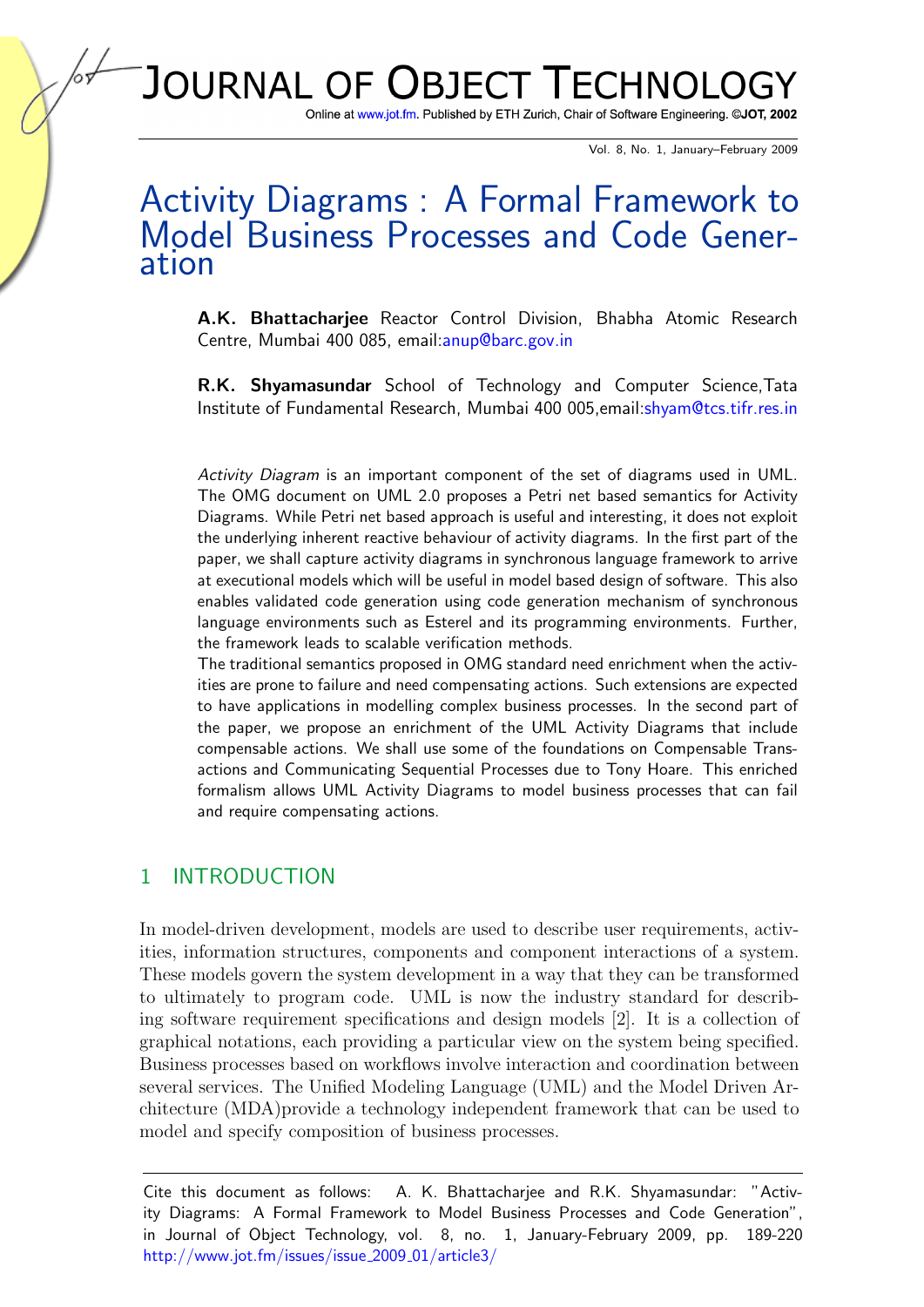# Activity Diagrams : A Formal Framework to Model Business Processes and Code Generation

**A.K. Bhattacharjee** Reactor Control Division, Bhabha Atomic Research Centre, Mumbai 400 085, email:anup@barc.gov.in

**R.K. Shyamasundar** School of Technology and Computer Science,Tata Institute of Fundamental Research, Mumbai 400 005,email:shyam@tcs.tifr.res.in

*Activity Diagram* is an important component of the set of diagrams used in UML. The OMG document on UML 2.0 proposes a Petri net based semantics for Activity Diagrams. While Petri net based approach is useful and interesting, it does not exploit the underlying inherent reactive behaviour of activity diagrams. In the first part of the paper, we shall capture activity diagrams in synchronous language framework to arrive at executional models which will be useful in model based design of software. This also enables validated code generation using code generation mechanism of synchronous language environments such as Esterel and its programming environments. Further, the framework leads to scalable verification methods.
The traditional semantics proposed in OMG standard need enrichment when the activities are prone to failure and need compensating actions. Such extensions are expected to have applications in modelling complex business processes. In the second part of the paper, we propose an enrichment of the UML Activity Diagrams that include compensable actions. We shall use some of the foundations on Compensable Transactions and Communicating Sequential Processes due to Tony Hoare. This enriched formalism allows UML Activity Diagrams to model business processes that can fail and require compensating actions.

## 1 INTRODUCTION

In model-driven development, models are used to describe user requirements, activities, information structures, components and component interactions of a system. These models govern the system development in a way that they can be transformed to ultimately to program code. UML is now the industry standard for describing software requirement specifications and design models [2]. It is a collection of graphical notations, each providing a particular view on the system being specified. Business processes based on workflows involve interaction and coordination between several services. The Unified Modeling Language (UML) and the Model Driven Architecture (MDA)provide a technology independent framework that can be used to model and specify composition of business processes.

Cite this document as follows: A. K. Bhattacharjee and R.K. Shyamasundar: "Activity Diagrams: A Formal Framework to Model Business Processes and Code Generation", in Journal of Object Technology, vol. 8, no. 1, January-February 2009, pp. 189-220 http://www.jot.fm/issues/issue_2009_01/article3/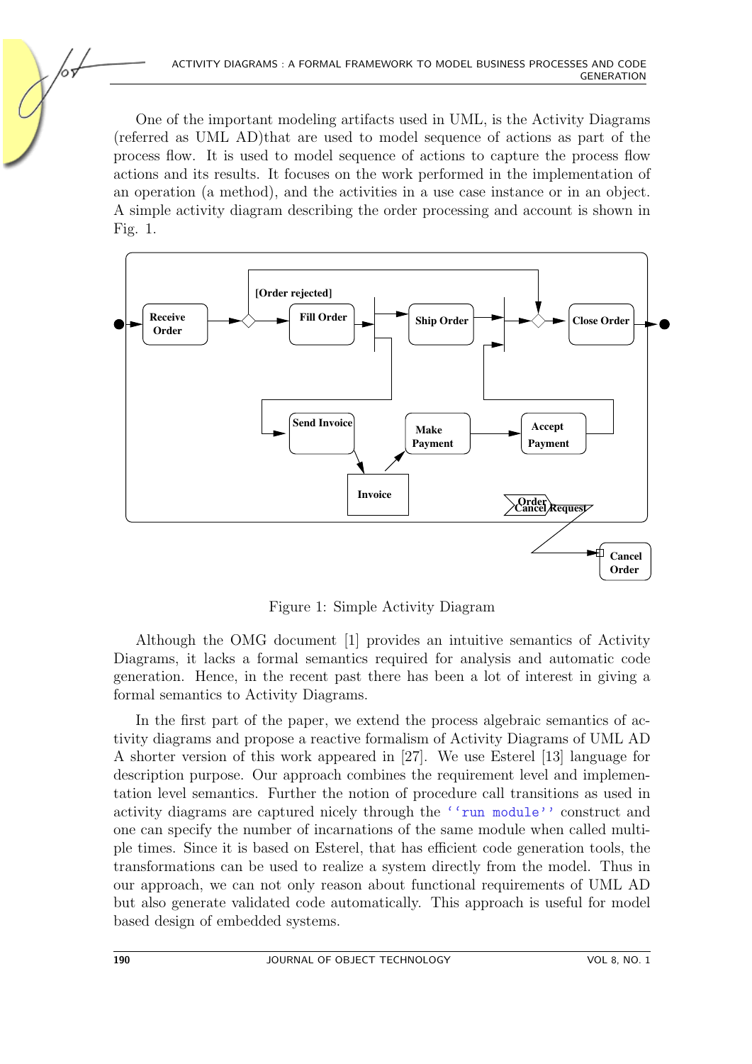One of the important modeling artifacts used in UML, is the Activity Diagrams (referred as UML AD)that are used to model sequence of actions as part of the process flow. It is used to model sequence of actions to capture the process flow actions and its results. It focuses on the work performed in the implementation of an operation (a method), and the activities in a use case instance or in an object. A simple activity diagram describing the order processing and account is shown in Fig. 1.

Figure 1: Simple Activity Diagram

Although the OMG document [1] provides an intuitive semantics of Activity Diagrams, it lacks a formal semantics required for analysis and automatic code generation. Hence, in the recent past there has been a lot of interest in giving a formal semantics to Activity Diagrams.

In the first part of the paper, we extend the process algebraic semantics of activity diagrams and propose a reactive formalism of Activity Diagrams of UML AD A shorter version of this work appeared in [27]. We use Esterel [13] language for description purpose. Our approach combines the requirement level and implementation level semantics. Further the notion of procedure call transitions as used in activity diagrams are captured nicely through the `''run module''` construct and one can specify the number of incarnations of the same module when called multiple times. Since it is based on Esterel, that has efficient code generation tools, the transformations can be used to realize a system directly from the model. Thus in our approach, we can not only reason about functional requirements of UML AD but also generate validated code automatically. This approach is useful for model based design of embedded systems.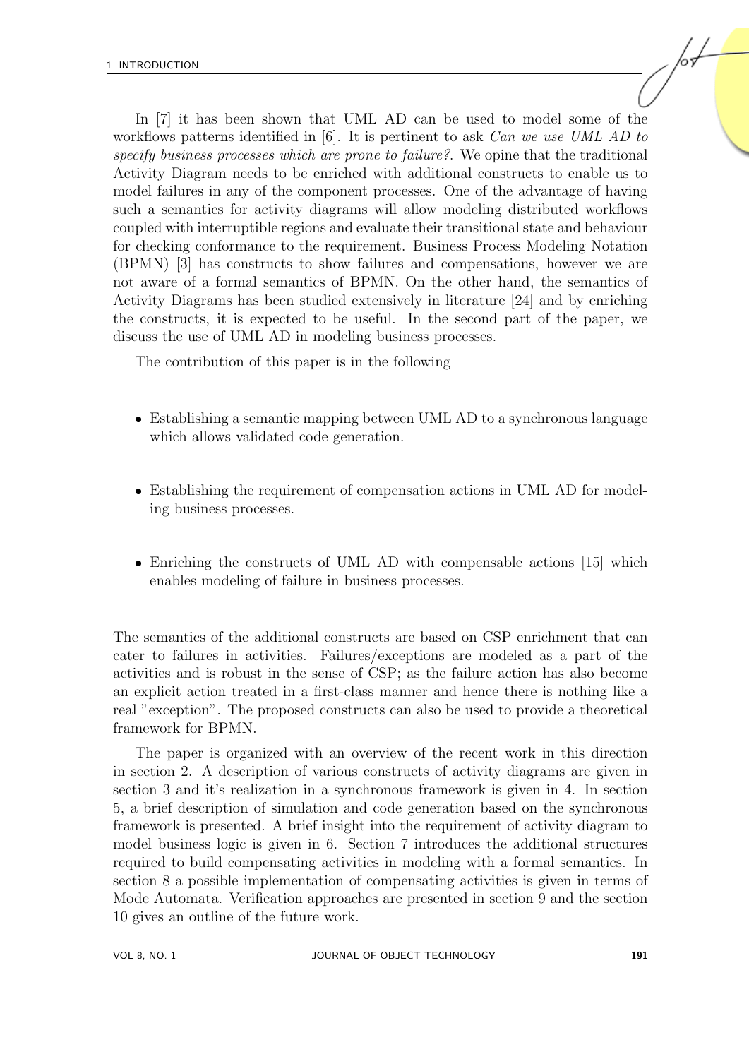In [7] it has been shown that UML AD can be used to model some of the workflows patterns identified in [6]. It is pertinent to ask *Can we use UML AD to specify business processes which are prone to failure?*. We opine that the traditional Activity Diagram needs to be enriched with additional constructs to enable us to model failures in any of the component processes. One of the advantage of having such a semantics for activity diagrams will allow modeling distributed workflows coupled with interruptible regions and evaluate their transitional state and behaviour for checking conformance to the requirement. Business Process Modeling Notation (BPMN) [3] has constructs to show failures and compensations, however we are not aware of a formal semantics of BPMN. On the other hand, the semantics of Activity Diagrams has been studied extensively in literature [24] and by enriching the constructs, it is expected to be useful. In the second part of the paper, we discuss the use of UML AD in modeling business processes.

The contribution of this paper is in the following

- Establishing a semantic mapping between UML AD to a synchronous language which allows validated code generation.
- Establishing the requirement of compensation actions in UML AD for modeling business processes.
- Enriching the constructs of UML AD with compensable actions [15] which enables modeling of failure in business processes.

The semantics of the additional constructs are based on CSP enrichment that can cater to failures in activities. Failures/exceptions are modeled as a part of the activities and is robust in the sense of CSP; as the failure action has also become an explicit action treated in a first-class manner and hence there is nothing like a real "exception". The proposed constructs can also be used to provide a theoretical framework for BPMN.

The paper is organized with an overview of the recent work in this direction in section 2. A description of various constructs of activity diagrams are given in section 3 and it's realization in a synchronous framework is given in 4. In section 5, a brief description of simulation and code generation based on the synchronous framework is presented. A brief insight into the requirement of activity diagram to model business logic is given in 6. Section 7 introduces the additional structures required to build compensating activities in modeling with a formal semantics. In section 8 a possible implementation of compensating activities is given in terms of Mode Automata. Verification approaches are presented in section 9 and the section 10 gives an outline of the future work.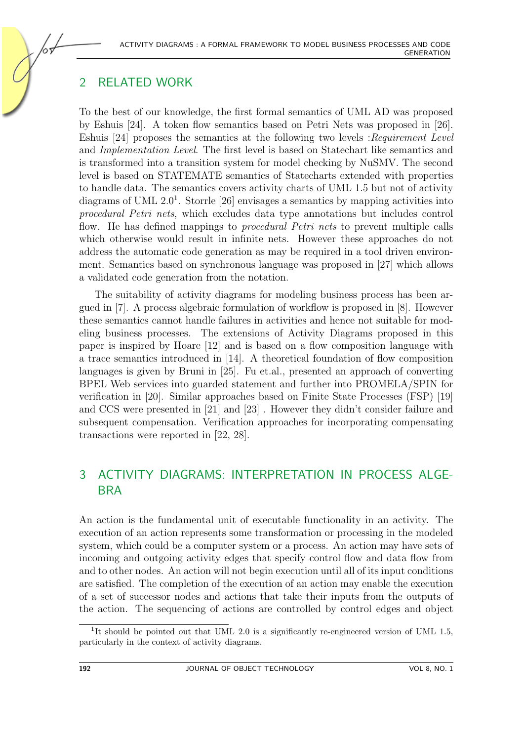## 2 RELATED WORK

To the best of our knowledge, the first formal semantics of UML AD was proposed by Eshuis [24]. A token flow semantics based on Petri Nets was proposed in [26]. Eshuis [24] proposes the semantics at the following two levels :*Requirement Level* and *Implementation Level*. The first level is based on Statechart like semantics and is transformed into a transition system for model checking by NuSMV. The second level is based on STATEMATE semantics of Statecharts extended with properties to handle data. The semantics covers activity charts of UML 1.5 but not of activity diagrams of UML 2.0[1]. Storrle [26] envisages a semantics by mapping activities into *procedural Petri nets*, which excludes data type annotations but includes control flow. He has defined mappings to *procedural Petri nets* to prevent multiple calls which otherwise would result in infinite nets. However these approaches do not address the automatic code generation as may be required in a tool driven environment. Semantics based on synchronous language was proposed in [27] which allows a validated code generation from the notation.

The suitability of activity diagrams for modeling business process has been argued in [7]. A process algebraic formulation of workflow is proposed in [8]. However these semantics cannot handle failures in activities and hence not suitable for modeling business processes. The extensions of Activity Diagrams proposed in this paper is inspired by Hoare [12] and is based on a flow composition language with a trace semantics introduced in [14]. A theoretical foundation of flow composition languages is given by Bruni in [25]. Fu et.al., presented an approach of converting BPEL Web services into guarded statement and further into PROMELA/SPIN for verification in [20]. Similar approaches based on Finite State Processes (FSP) [19] and CCS were presented in [21] and [23] . However they didn't consider failure and subsequent compensation. Verification approaches for incorporating compensating transactions were reported in [22, 28].

## 3 ACTIVITY DIAGRAMS: INTERPRETATION IN PROCESS ALGEBRA

An action is the fundamental unit of executable functionality in an activity. The execution of an action represents some transformation or processing in the modeled system, which could be a computer system or a process. An action may have sets of incoming and outgoing activity edges that specify control flow and data flow from and to other nodes. An action will not begin execution until all of its input conditions are satisfied. The completion of the execution of an action may enable the execution of a set of successor nodes and actions that take their inputs from the outputs of the action. The sequencing of actions are controlled by control edges and object

[1] It should be pointed out that UML 2.0 is a significantly re-engineered version of UML 1.5, particularly in the context of activity diagrams.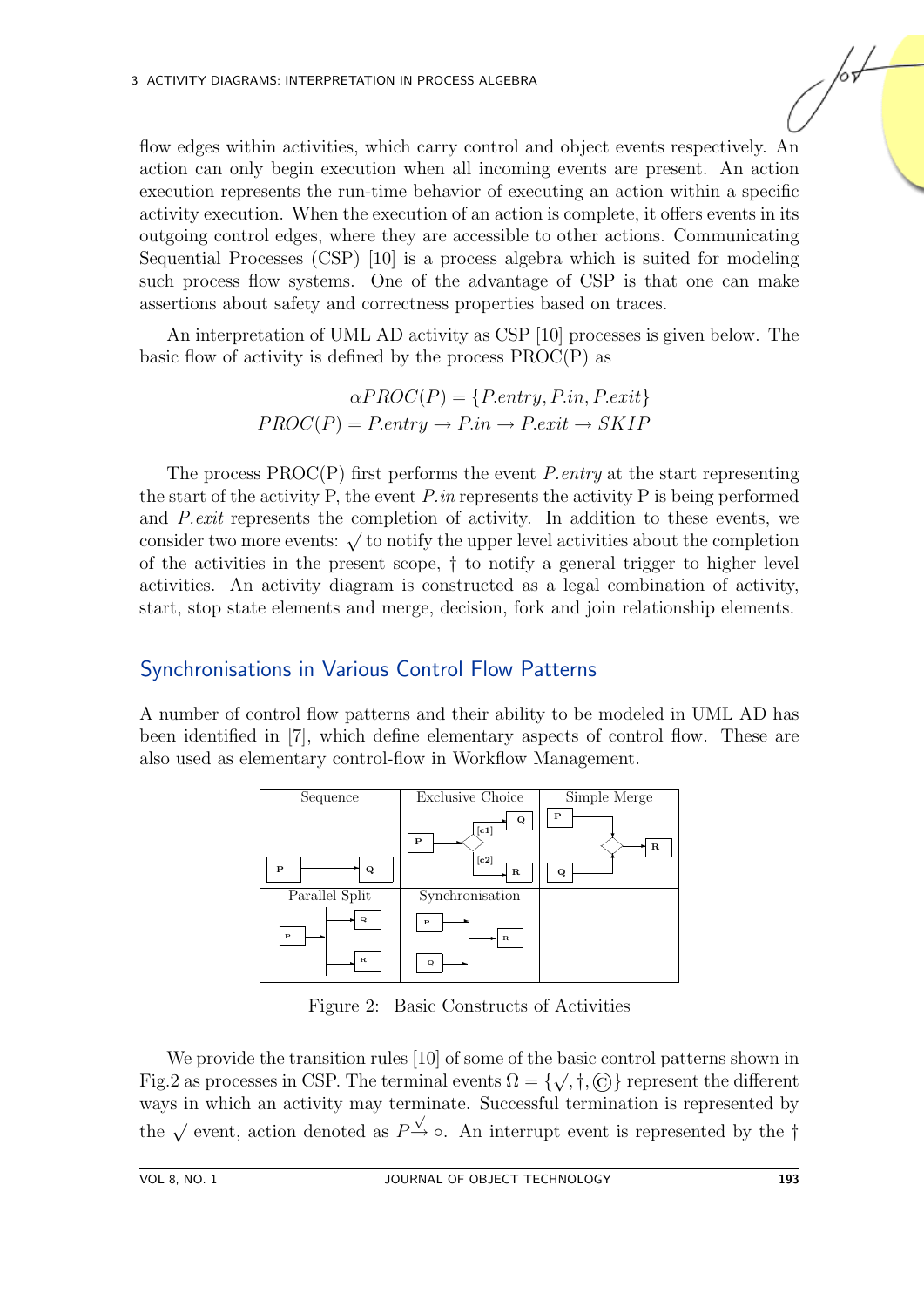flow edges within activities, which carry control and object events respectively. An action can only begin execution when all incoming events are present. An action execution represents the run-time behavior of executing an action within a specific activity execution. When the execution of an action is complete, it offers events in its outgoing control edges, where they are accessible to other actions. Communicating Sequential Processes (CSP) [10] is a process algebra which is suited for modeling such process flow systems. One of the advantage of CSP is that one can make assertions about safety and correctness properties based on traces.

An interpretation of UML AD activity as CSP [10] processes is given below. The basic flow of activity is defined by the process PROC(P) as

$$\alpha PROC(P) = \{P.entry, P.in, P.exit\}$$
$$PROC(P) = P.entry \rightarrow P.in \rightarrow P.exit \rightarrow SKIP$$

The process PROC(P) first performs the event $P.entry$ at the start representing the start of the activity P, the event $P.in$ represents the activity P is being performed and $P.exit$ represents the completion of activity. In addition to these events, we consider two more events: $\surd$ to notify the upper level activities about the completion of the activities in the present scope, $\dagger$ to notify a general trigger to higher level activities. An activity diagram is constructed as a legal combination of activity, start, stop state elements and merge, decision, fork and join relationship elements.

## Synchronisations in Various Control Flow Patterns

A number of control flow patterns and their ability to be modeled in UML AD has been identified in [7], which define elementary aspects of control flow. These are also used as elementary control-flow in Workflow Management.

Figure 2: Basic Constructs of Activities

We provide the transition rules [10] of some of the basic control patterns shown in Fig.2 as processes in CSP. The terminal events $\Omega = \{\surd, \dagger, \copyright\}$ represent the different ways in which an activity may terminate. Successful termination is represented by the $\surd$ event, action denoted as $P \xrightarrow{\surd} \circ$. An interrupt event is represented by the $\dagger$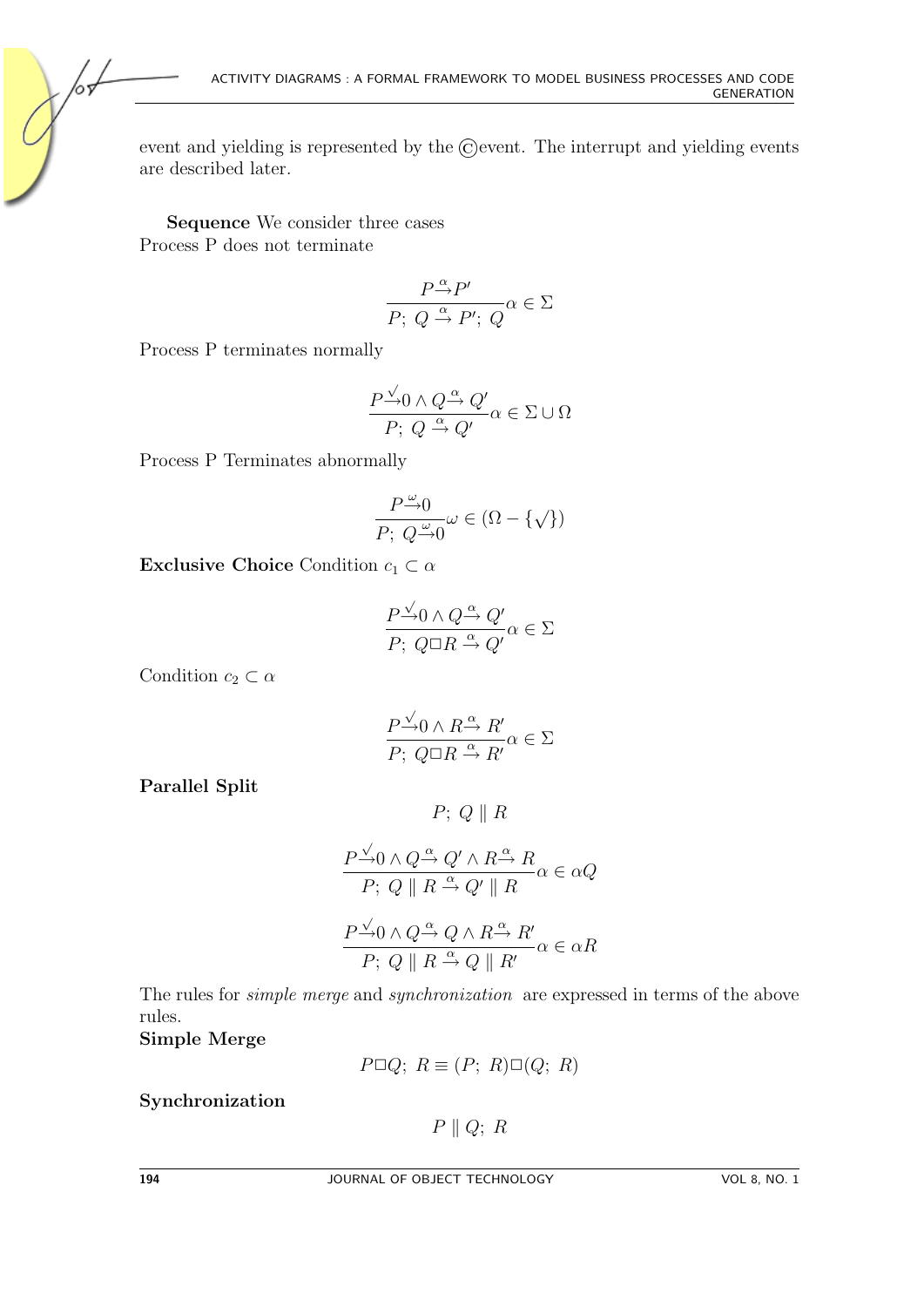event and yielding is represented by the ⓒevent. The interrupt and yielding events are described later.

**Sequence** We consider three cases
Process P does not terminate

$$\frac{P \xrightarrow{\alpha} P'}{P;\ Q \xrightarrow{\alpha} P';\ Q} \alpha \in \Sigma$$

Process P terminates normally

$$\frac{P \xrightarrow{\surd} 0 \wedge Q \xrightarrow{\alpha} Q'}{P;\ Q \xrightarrow{\alpha} Q'} \alpha \in \Sigma \cup \Omega$$

Process P Terminates abnormally

$$\frac{P \xrightarrow{\omega} 0}{P;\ Q \xrightarrow{\omega} 0} \omega \in (\Omega - \{\surd\})$$

**Exclusive Choice** Condition $c_1 \subset \alpha$

$$\frac{P \xrightarrow{\surd} 0 \wedge Q \xrightarrow{\alpha} Q'}{P;\ Q \Box R \xrightarrow{\alpha} Q'} \alpha \in \Sigma$$

Condition $c_2 \subset \alpha$

$$\frac{P \xrightarrow{\surd} 0 \wedge R \xrightarrow{\alpha} R'}{P;\ Q \Box R \xrightarrow{\alpha} R'} \alpha \in \Sigma$$

**Parallel Split**

$$P;\ Q \parallel R$$

$$\frac{P \xrightarrow{\surd} 0 \wedge Q \xrightarrow{\alpha} Q' \wedge R \xrightarrow{\alpha} R}{P;\ Q \parallel R \xrightarrow{\alpha} Q' \parallel R} \alpha \in \alpha Q$$

$$\frac{P \xrightarrow{\surd} 0 \wedge Q \xrightarrow{\alpha} Q \wedge R \xrightarrow{\alpha} R'}{P;\ Q \parallel R \xrightarrow{\alpha} Q \parallel R'} \alpha \in \alpha R$$

The rules for *simple merge* and *synchronization* are expressed in terms of the above rules.

**Simple Merge**

$$P \Box Q;\ R \equiv (P;\ R) \Box (Q;\ R)$$

**Synchronization**

$$P \parallel Q;\ R$$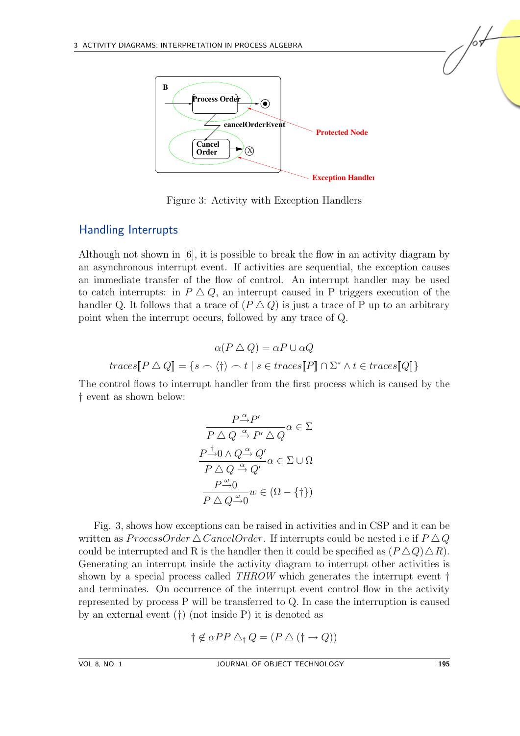Figure 3: Activity with Exception Handlers

## Handling Interrupts

Although not shown in [6], it is possible to break the flow in an activity diagram by an asynchronous interrupt event. If activities are sequential, the exception causes an immediate transfer of the flow of control. An interrupt handler may be used to catch interrupts: in $P \triangle Q$, an interrupt caused in P triggers execution of the handler Q. It follows that a trace of $(P \triangle Q)$ is just a trace of P up to an arbitrary point when the interrupt occurs, followed by any trace of Q.

$$\alpha(P \triangle Q) = \alpha P \cup \alpha Q$$

$$traces[\![P \triangle Q]\!] = \{s \frown \langle \dagger \rangle \frown t \mid s \in traces[\![P]\!] \cap \Sigma^* \wedge t \in traces[\![Q]\!]\}$$

The control flows to interrupt handler from the first process which is caused by the † event as shown below:

$$\frac{P \xrightarrow{\alpha} P'}{P \triangle Q \xrightarrow{\alpha} P' \triangle Q} \alpha \in \Sigma$$

$$\frac{P \xrightarrow{\dagger} 0 \wedge Q \xrightarrow{\alpha} Q'}{P \triangle Q \xrightarrow{\alpha} Q'} \alpha \in \Sigma \cup \Omega$$

$$\frac{P \xrightarrow{\omega} 0}{P \triangle Q \xrightarrow{\omega} 0} w \in (\Omega - \{\dagger\})$$

Fig. 3, shows how exceptions can be raised in activities and in CSP and it can be written as $ProcessOrder \triangle CancelOrder$. If interrupts could be nested i.e if $P \triangle Q$ could be interrupted and R is the handler then it could be specified as $(P \triangle Q) \triangle R)$. Generating an interrupt inside the activity diagram to interrupt other activities is shown by a special process called $THROW$ which generates the interrupt event † and terminates. On occurrence of the interrupt event control flow in the activity represented by process P will be transferred to Q. In case the interruption is caused by an external event (†) (not inside P) it is denoted as

$$\dagger \notin \alpha P P \triangle_{\dagger} Q = (P \triangle (\dagger \rightarrow Q))$$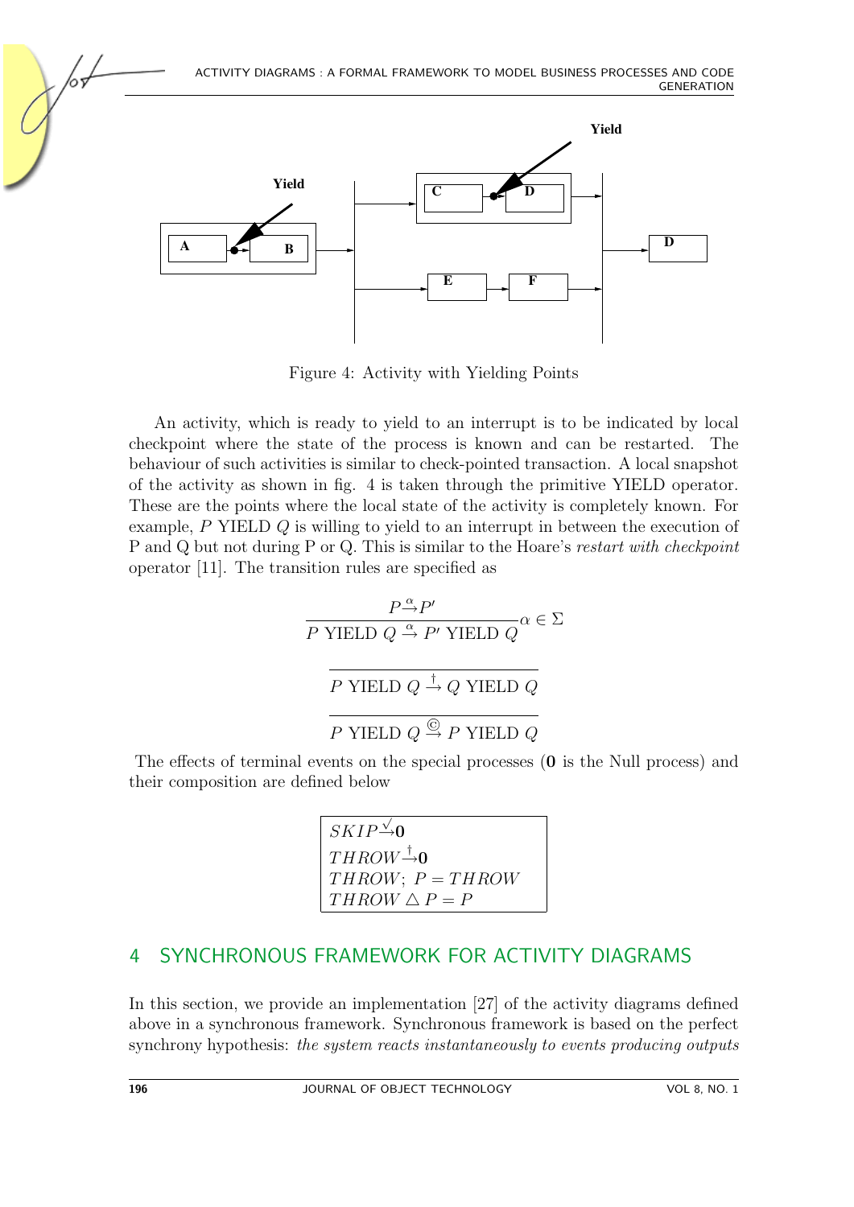Figure 4: Activity with Yielding Points

An activity, which is ready to yield to an interrupt is to be indicated by local checkpoint where the state of the process is known and can be restarted. The behaviour of such activities is similar to check-pointed transaction. A local snapshot of the activity as shown in fig. 4 is taken through the primitive YIELD operator. These are the points where the local state of the activity is completely known. For example, $P$ YIELD $Q$ is willing to yield to an interrupt in between the execution of P and Q but not during P or Q. This is similar to the Hoare's *restart with checkpoint* operator [11]. The transition rules are specified as

$$\frac{P \xrightarrow{\alpha} P'}{P \text{ YIELD } Q \xrightarrow{\alpha} P' \text{ YIELD } Q} \alpha \in \Sigma$$

$$\frac{}{P \text{ YIELD } Q \xrightarrow{\dagger} Q \text{ YIELD } Q}$$

$$\frac{}{P \text{ YIELD } Q \xrightarrow{©} P \text{ YIELD } Q}$$

The effects of terminal events on the special processes (**0** is the Null process) and their composition are defined below

$$SKIP \xrightarrow{\surd} \mathbf{0}$$
$$THROW \xrightarrow{\dagger} \mathbf{0}$$
$$THROW;\ P = THROW$$
$$THROW \triangle P = P$$

## 4 SYNCHRONOUS FRAMEWORK FOR ACTIVITY DIAGRAMS

In this section, we provide an implementation [27] of the activity diagrams defined above in a synchronous framework. Synchronous framework is based on the perfect synchrony hypothesis: *the system reacts instantaneously to events producing outputs*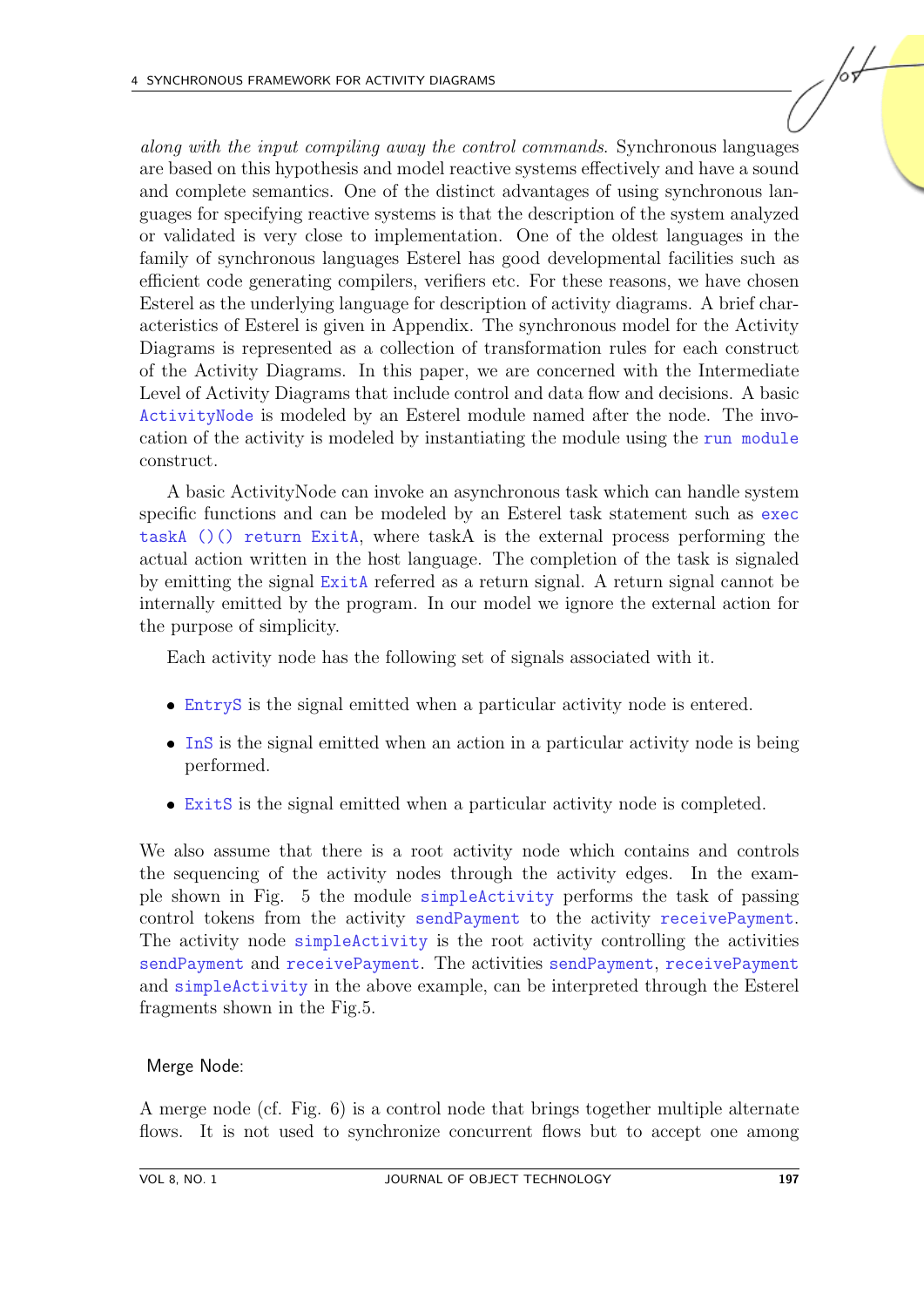*along with the input compiling away the control commands*. Synchronous languages are based on this hypothesis and model reactive systems effectively and have a sound and complete semantics. One of the distinct advantages of using synchronous languages for specifying reactive systems is that the description of the system analyzed or validated is very close to implementation. One of the oldest languages in the family of synchronous languages Esterel has good developmental facilities such as efficient code generating compilers, verifiers etc. For these reasons, we have chosen Esterel as the underlying language for description of activity diagrams. A brief characteristics of Esterel is given in Appendix. The synchronous model for the Activity Diagrams is represented as a collection of transformation rules for each construct of the Activity Diagrams. In this paper, we are concerned with the Intermediate Level of Activity Diagrams that include control and data flow and decisions. A basic `ActivityNode` is modeled by an Esterel module named after the node. The invocation of the activity is modeled by instantiating the module using the `run module` construct.

A basic ActivityNode can invoke an asynchronous task which can handle system specific functions and can be modeled by an Esterel task statement such as `exec taskA ()() return ExitA`, where taskA is the external process performing the actual action written in the host language. The completion of the task is signaled by emitting the signal `ExitA` referred as a return signal. A return signal cannot be internally emitted by the program. In our model we ignore the external action for the purpose of simplicity.

Each activity node has the following set of signals associated with it.

- `EntryS` is the signal emitted when a particular activity node is entered.
- `InS` is the signal emitted when an action in a particular activity node is being performed.
- `ExitS` is the signal emitted when a particular activity node is completed.

We also assume that there is a root activity node which contains and controls the sequencing of the activity nodes through the activity edges. In the example shown in Fig. 5 the module `simpleActivity` performs the task of passing control tokens from the activity `sendPayment` to the activity `receivePayment`. The activity node `simpleActivity` is the root activity controlling the activities `sendPayment` and `receivePayment`. The activities `sendPayment`, `receivePayment` and `simpleActivity` in the above example, can be interpreted through the Esterel fragments shown in the Fig.5.

### Merge Node:

A merge node (cf. Fig. 6) is a control node that brings together multiple alternate flows. It is not used to synchronize concurrent flows but to accept one among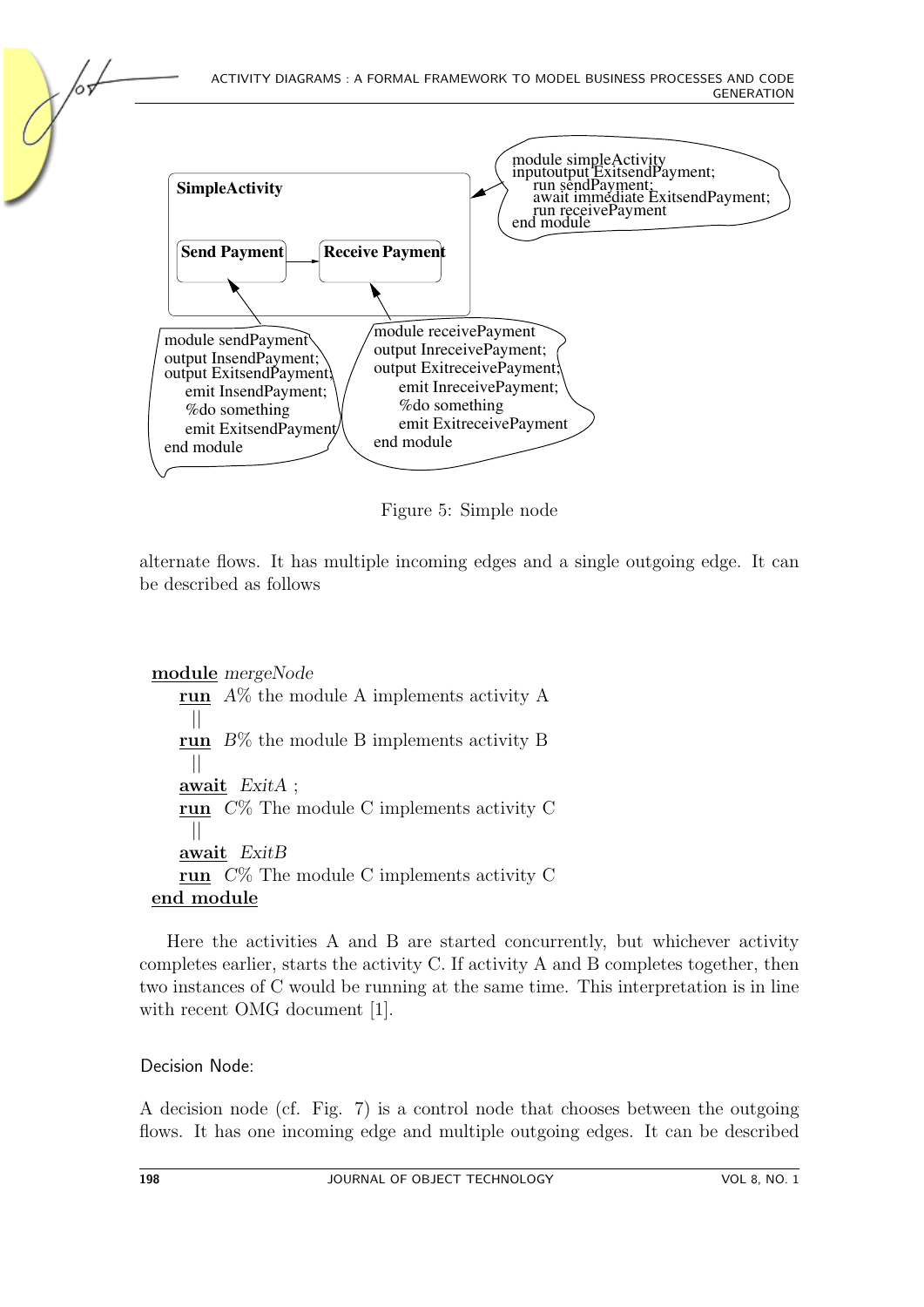```
module simpleActivity
inputoutput ExitsendPayment;
    run sendPayment;
    await immediate ExitsendPayment;
    run receivePayment
end module
```

**SimpleActivity**

**Send Payment** → **Receive Payment**

```
module sendPayment
output InsendPayment;
output ExitsendPayment;
    emit InsendPayment;
    %do something
    emit ExitsendPayment
end module
```

```
module receivePayment
output InreceivePayment;
output ExitreceivePayment;
    emit InreceivePayment;
    %do something
    emit ExitreceivePayment
end module
```

Figure 5: Simple node

alternate flows. It has multiple incoming edges and a single outgoing edge. It can be described as follows

```
module mergeNode
    run A% the module A implements activity A
    ||
    run B% the module B implements activity B
    ||
    await ExitA ;
    run C% The module C implements activity C
    ||
    await ExitB
    run C% The module C implements activity C
end module
```

Here the activities A and B are started concurrently, but whichever activity completes earlier, starts the activity C. If activity A and B completes together, then two instances of C would be running at the same time. This interpretation is in line with recent OMG document [1].

### Decision Node:

A decision node (cf. Fig. 7) is a control node that chooses between the outgoing flows. It has one incoming edge and multiple outgoing edges. It can be described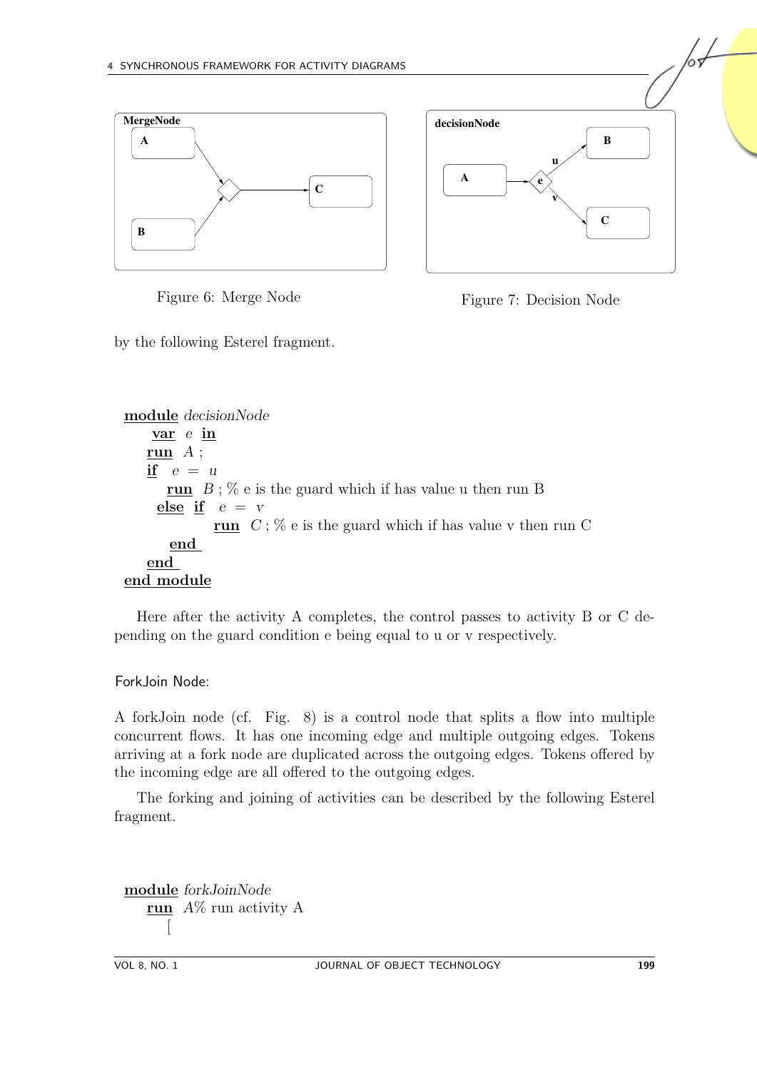Figure 6: Merge Node

Figure 7: Decision Node

by the following Esterel fragment.

```
module decisionNode
    var e in
   run A ;
   if  e = u
      run B ; % e is the guard which if has value u then run B
     else if  e = v
              run C ; % e is the guard which if has value v then run C
       end
   end
end module
```

Here after the activity A completes, the control passes to activity B or C depending on the guard condition e being equal to u or v respectively.

### ForkJoin Node:

A forkJoin node (cf. Fig. 8) is a control node that splits a flow into multiple concurrent flows. It has one incoming edge and multiple outgoing edges. Tokens arriving at a fork node are duplicated across the outgoing edges. Tokens offered by the incoming edge are all offered to the outgoing edges.

The forking and joining of activities can be described by the following Esterel fragment.

```
module forkJoinNode
   run A% run activity A
      [
```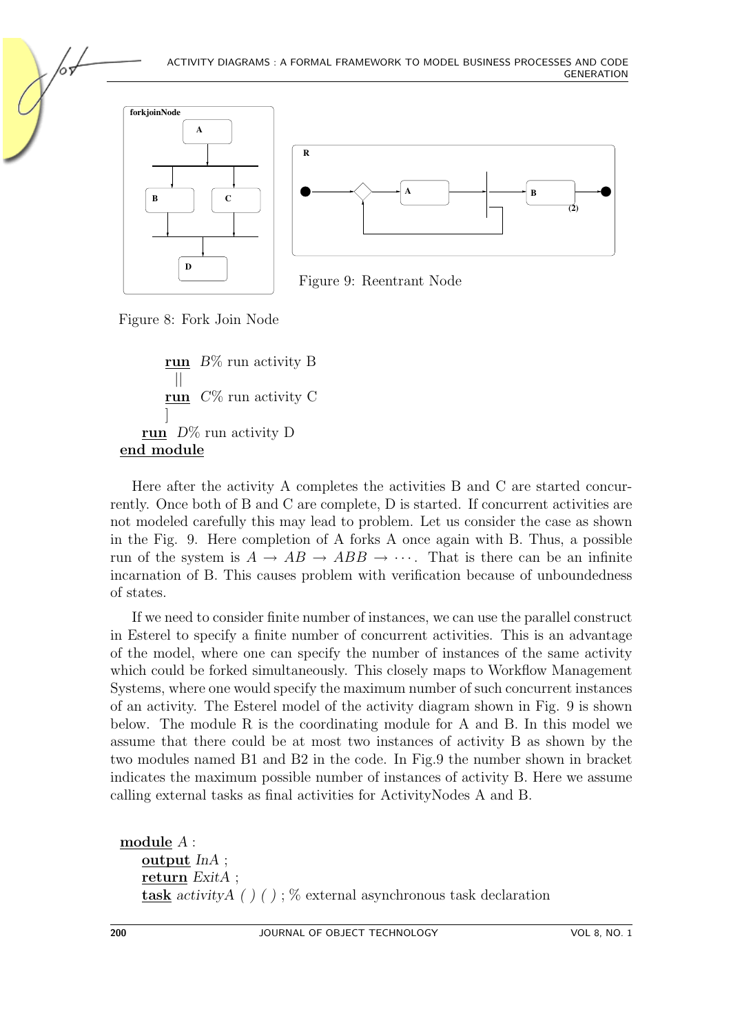Figure 8: Fork Join Node

Figure 9: Reentrant Node

```
        run  B% run activity B
          ||
        run  C% run activity C
        ]
    run  D% run activity D
end module
```

Here after the activity A completes the activities B and C are started concurrently. Once both of B and C are complete, D is started. If concurrent activities are not modeled carefully this may lead to problem. Let us consider the case as shown in the Fig. 9. Here completion of A forks A once again with B. Thus, a possible run of the system is $A \rightarrow AB \rightarrow ABB \rightarrow \cdots$. That is there can be an infinite incarnation of B. This causes problem with verification because of unboundedness of states.

If we need to consider finite number of instances, we can use the parallel construct in Esterel to specify a finite number of concurrent activities. This is an advantage of the model, where one can specify the number of instances of the same activity which could be forked simultaneously. This closely maps to Workflow Management Systems, where one would specify the maximum number of such concurrent instances of an activity. The Esterel model of the activity diagram shown in Fig. 9 is shown below. The module R is the coordinating module for A and B. In this model we assume that there could be at most two instances of activity B as shown by the two modules named B1 and B2 in the code. In Fig.9 the number shown in bracket indicates the maximum possible number of instances of activity B. Here we assume calling external tasks as final activities for ActivityNodes A and B.

```
module A :
    output InA ;
    return ExitA ;
    task activityA ( ) ( ) ; % external asynchronous task declaration
```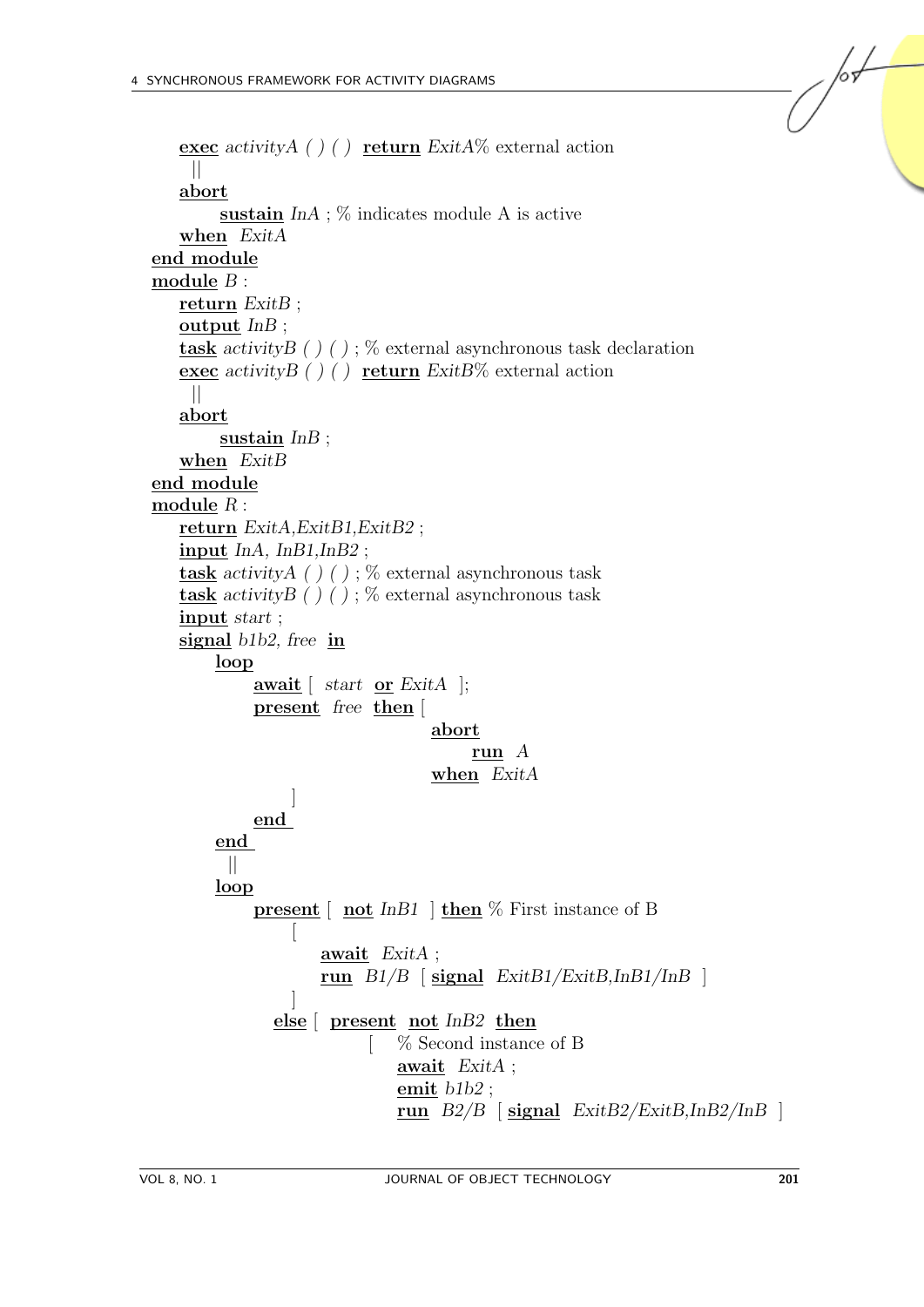```
    exec activityA ( ) ( )  return ExitA% external action
     ||
    abort
          sustain InA ; % indicates module A is active
    when  ExitA
end module
module B :
    return ExitB ;
    output InB ;
    task activityB ( ) ( ) ; % external asynchronous task declaration
    exec activityB ( ) ( )  return ExitB% external action
     ||
    abort
          sustain InB ;
    when  ExitB
end module
module R :
    return ExitA,ExitB1,ExitB2 ;
    input InA, InB1,InB2 ;
    task activityA ( ) ( ) ; % external asynchronous task
    task activityB ( ) ( ) ; % external asynchronous task
    input start ;
    signal b1b2, free  in
         loop
              await [  start  or ExitA  ];
              present  free  then [
                                        abort
                                              run  A
                                        when  ExitA
                        ]
              end
         end
           ||
         loop
              present [  not InB1  ] then % First instance of B
                   [
                        await  ExitA ;
                        run  B1/B  [ signal  ExitB1/ExitB,InB1/InB  ]
                   ]
                 else [  present  not InB2  then
                             [    % Second instance of B
                                  await  ExitA ;
                                  emit b1b2 ;
                                  run  B2/B  [ signal  ExitB2/ExitB,InB2/InB  ]
```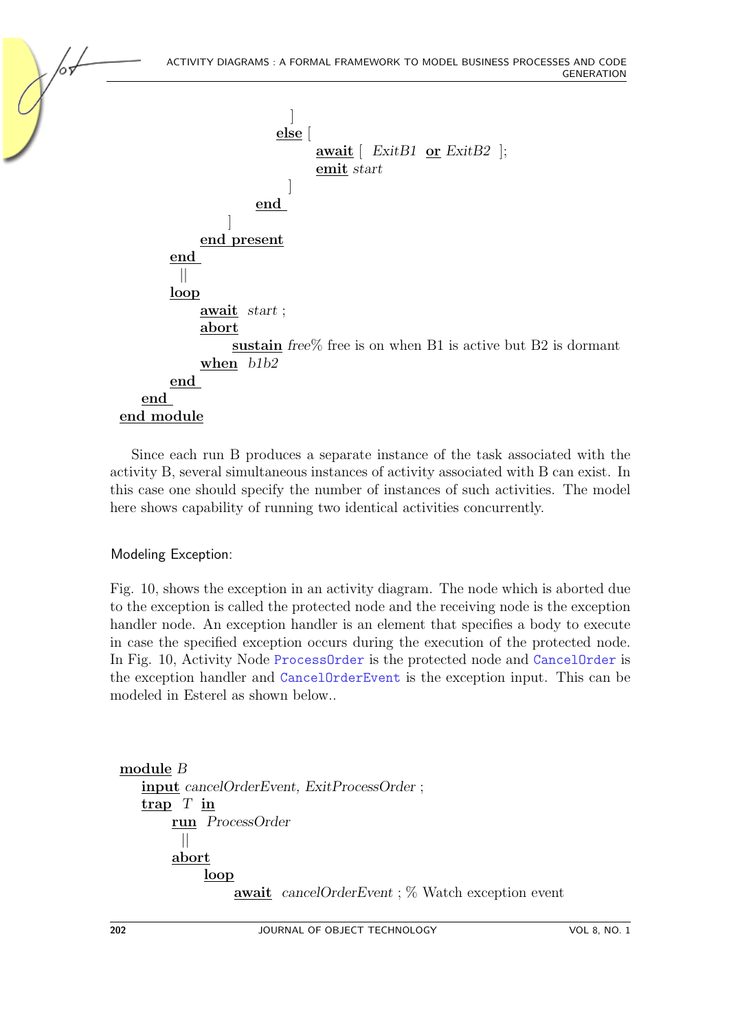```
                        ]
                    else [
                        await [ ExitB1 or ExitB2 ];
                        emit start
                    ]
                end
            ]
        end present
    end
      ||
    loop
        await start ;
        abort
            sustain free% free is on when B1 is active but B2 is dormant
        when b1b2
    end
  end
end module
```

Since each run B produces a separate instance of the task associated with the activity B, several simultaneous instances of activity associated with B can exist. In this case one should specify the number of instances of such activities. The model here shows capability of running two identical activities concurrently.

### Modeling Exception:

Fig. 10, shows the exception in an activity diagram. The node which is aborted due to the exception is called the protected node and the receiving node is the exception handler node. An exception handler is an element that specifies a body to execute in case the specified exception occurs during the execution of the protected node. In Fig. 10, Activity Node `ProcessOrder` is the protected node and `CancelOrder` is the exception handler and `CancelOrderEvent` is the exception input. This can be modeled in Esterel as shown below..

```
module B
  input cancelOrderEvent, ExitProcessOrder ;
  trap T in
      run ProcessOrder
        ||
      abort
          loop
              await cancelOrderEvent ; % Watch exception event
```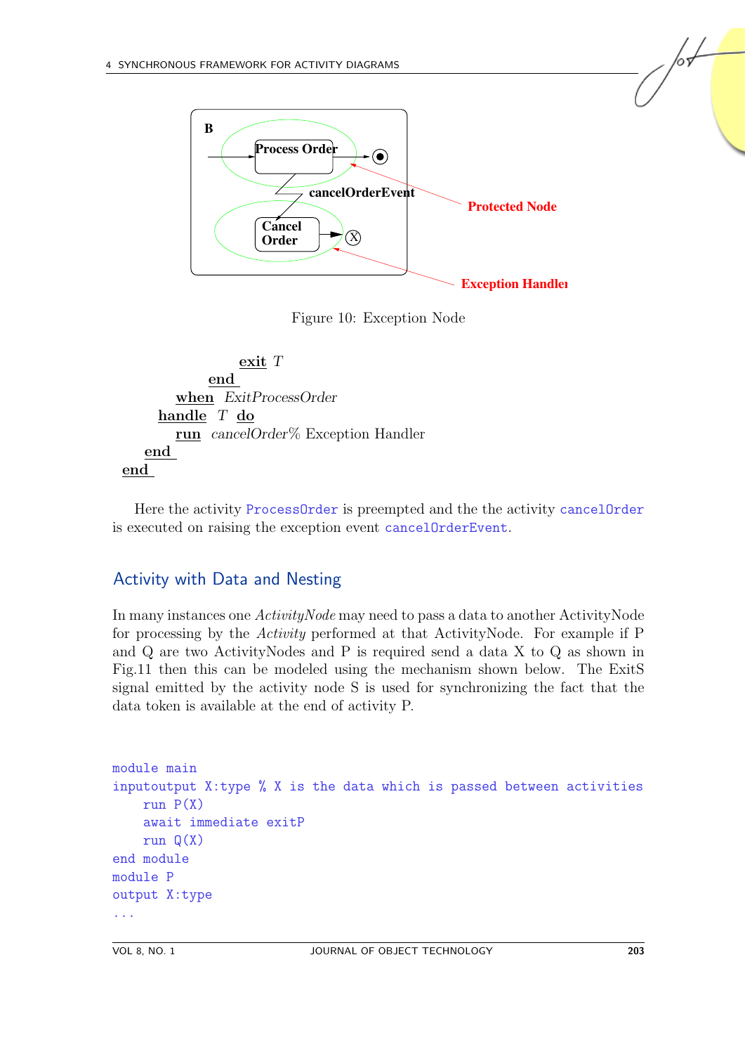Figure 10: Exception Node

```
            exit T
        end
    when ExitProcessOrder
    handle T do
        run cancelOrder% Exception Handler
    end
end
```

Here the activity `ProcessOrder` is preempted and the the activity `cancelOrder` is executed on raising the exception event `cancelOrderEvent`.

## Activity with Data and Nesting

In many instances one *ActivityNode* may need to pass a data to another ActivityNode for processing by the *Activity* performed at that ActivityNode. For example if P and Q are two ActivityNodes and P is required send a data X to Q as shown in Fig.11 then this can be modeled using the mechanism shown below. The ExitS signal emitted by the activity node S is used for synchronizing the fact that the data token is available at the end of activity P.

```
module main
inputoutput X:type % X is the data which is passed between activities
    run P(X)
    await immediate exitP
    run Q(X)
end module
module P
output X:type
...
```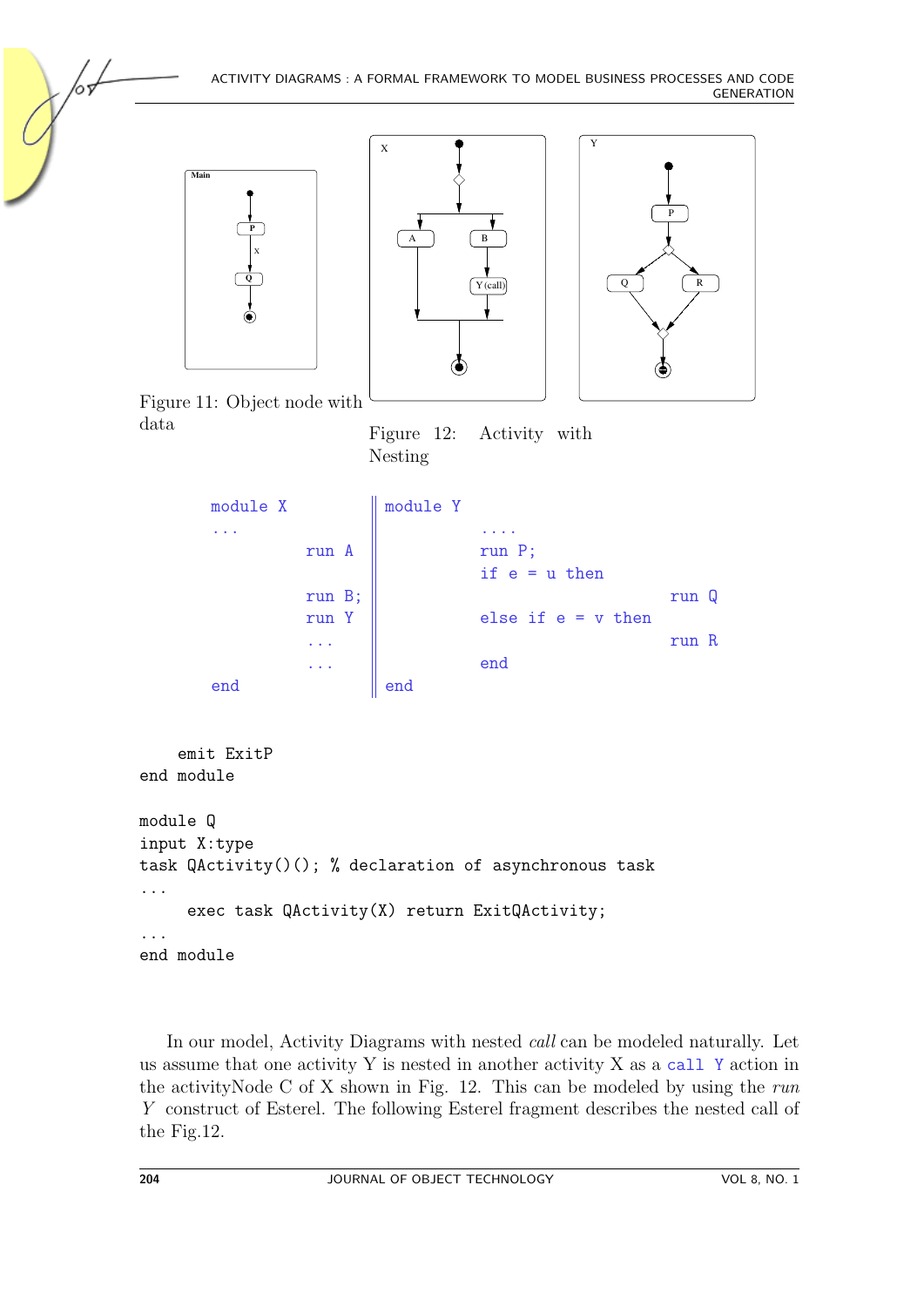Figure 11: Object node with data

Figure 12: Activity with Nesting

```
module X                  || module Y
...                       ||         ....
            run A         ||         run P;
                          ||         if e = u then
            run B;        ||                          run Q
            run Y         ||         else if e = v then
            ...           ||                          run R
            ...           ||         end
end                       || end
```

```
    emit ExitP
end module

module Q
input X:type
task QActivity()(); % declaration of asynchronous task
...
     exec task QActivity(X) return ExitQActivity;
...
end module
```

In our model, Activity Diagrams with nested *call* can be modeled naturally. Let us assume that one activity Y is nested in another activity X as a `call Y` action in the activityNode C of X shown in Fig. 12. This can be modeled by using the *run Y* construct of Esterel. The following Esterel fragment describes the nested call of the Fig.12.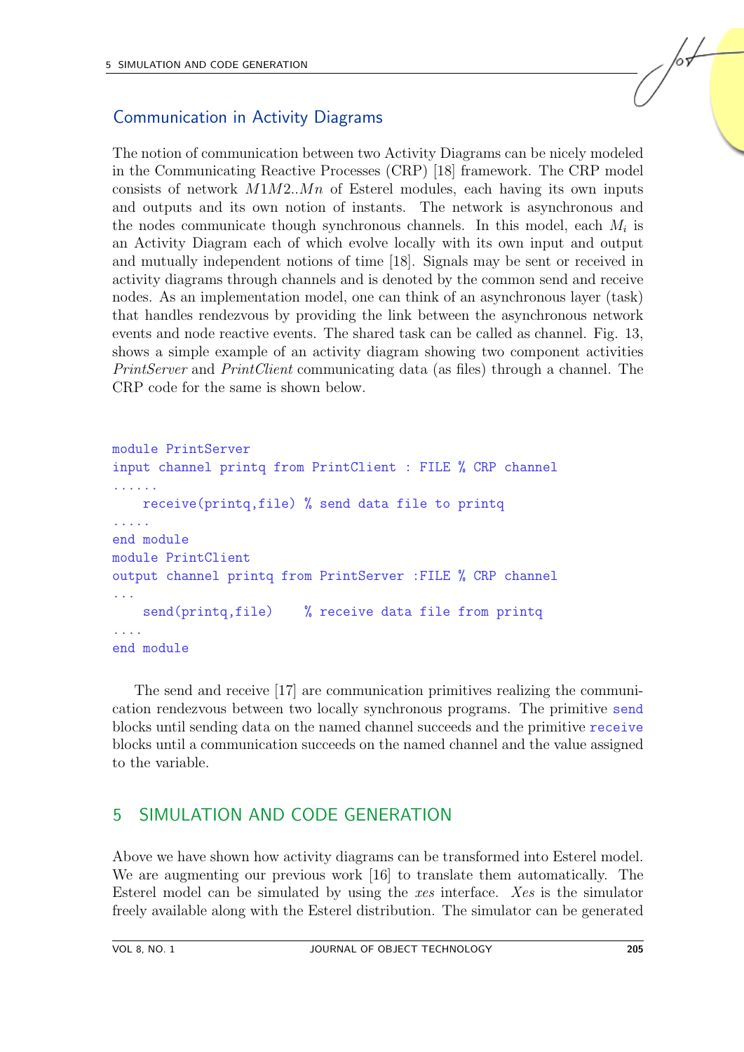## Communication in Activity Diagrams

The notion of communication between two Activity Diagrams can be nicely modeled in the Communicating Reactive Processes (CRP) [18] framework. The CRP model consists of network $M1M2..Mn$ of Esterel modules, each having its own inputs and outputs and its own notion of instants. The network is asynchronous and the nodes communicate though synchronous channels. In this model, each $M_i$ is an Activity Diagram each of which evolve locally with its own input and output and mutually independent notions of time [18]. Signals may be sent or received in activity diagrams through channels and is denoted by the common send and receive nodes. As an implementation model, one can think of an asynchronous layer (task) that handles rendezvous by providing the link between the asynchronous network events and node reactive events. The shared task can be called as channel. Fig. 13, shows a simple example of an activity diagram showing two component activities *PrintServer* and *PrintClient* communicating data (as files) through a channel. The CRP code for the same is shown below.

```
module PrintServer
input channel printq from PrintClient : FILE % CRP channel
......
    receive(printq,file) % send data file to printq
.....
end module
module PrintClient
output channel printq from PrintServer :FILE % CRP channel
...
    send(printq,file)    % receive data file from printq
....
end module
```

The send and receive [17] are communication primitives realizing the communication rendezvous between two locally synchronous programs. The primitive `send` blocks until sending data on the named channel succeeds and the primitive `receive` blocks until a communication succeeds on the named channel and the value assigned to the variable.

## 5 SIMULATION AND CODE GENERATION

Above we have shown how activity diagrams can be transformed into Esterel model. We are augmenting our previous work [16] to translate them automatically. The Esterel model can be simulated by using the *xes* interface. *Xes* is the simulator freely available along with the Esterel distribution. The simulator can be generated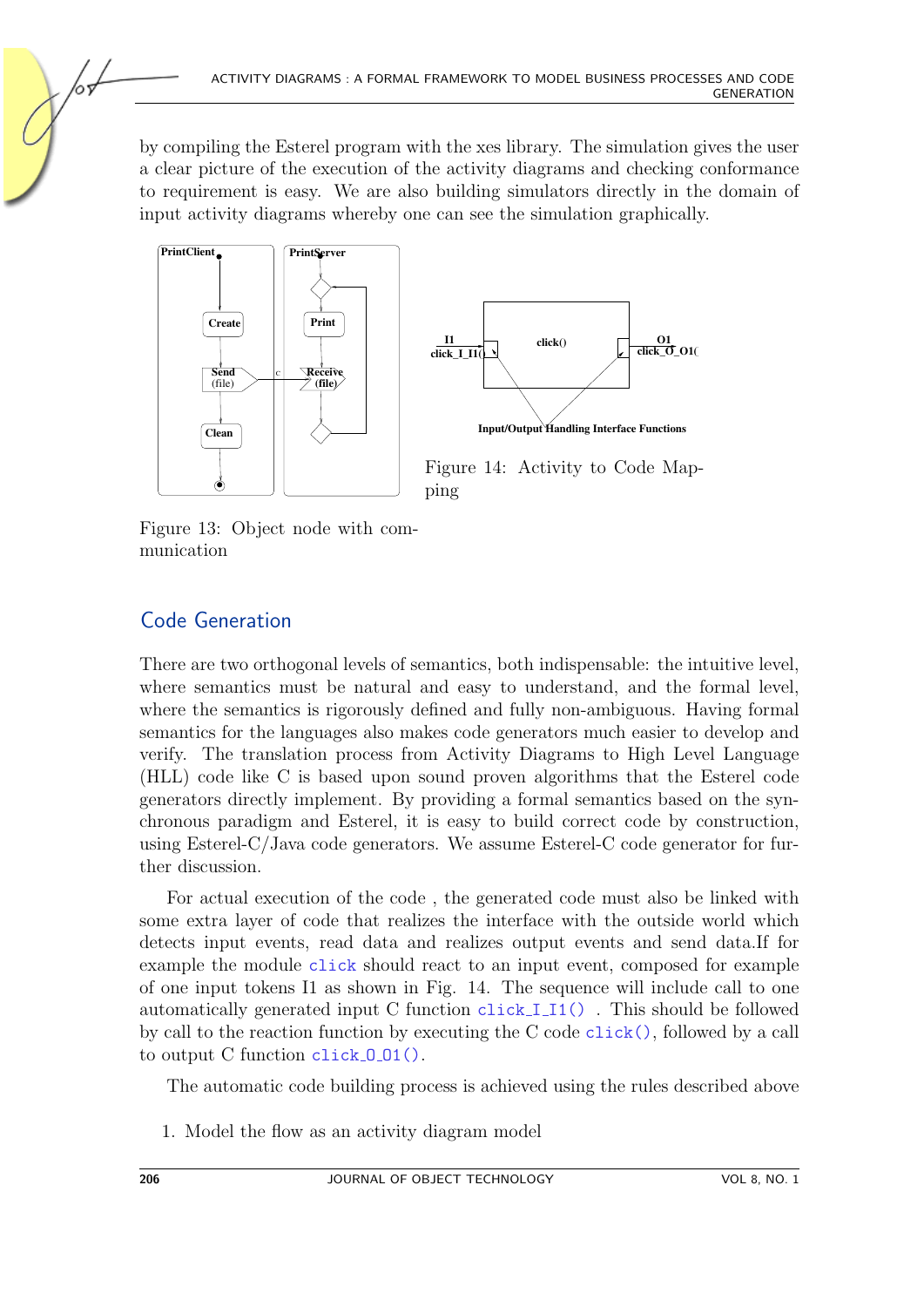by compiling the Esterel program with the xes library. The simulation gives the user a clear picture of the execution of the activity diagrams and checking conformance to requirement is easy. We are also building simulators directly in the domain of input activity diagrams whereby one can see the simulation graphically.

Figure 13: Object node with communication

Figure 14: Activity to Code Mapping

## Code Generation

There are two orthogonal levels of semantics, both indispensable: the intuitive level, where semantics must be natural and easy to understand, and the formal level, where the semantics is rigorously defined and fully non-ambiguous. Having formal semantics for the languages also makes code generators much easier to develop and verify. The translation process from Activity Diagrams to High Level Language (HLL) code like C is based upon sound proven algorithms that the Esterel code generators directly implement. By providing a formal semantics based on the synchronous paradigm and Esterel, it is easy to build correct code by construction, using Esterel-C/Java code generators. We assume Esterel-C code generator for further discussion.

For actual execution of the code , the generated code must also be linked with some extra layer of code that realizes the interface with the outside world which detects input events, read data and realizes output events and send data.If for example the module `click` should react to an input event, composed for example of one input tokens I1 as shown in Fig. 14. The sequence will include call to one automatically generated input C function `click_I_I1()` . This should be followed by call to the reaction function by executing the C code `click()`, followed by a call to output C function `click_O_01()`.

The automatic code building process is achieved using the rules described above

1. Model the flow as an activity diagram model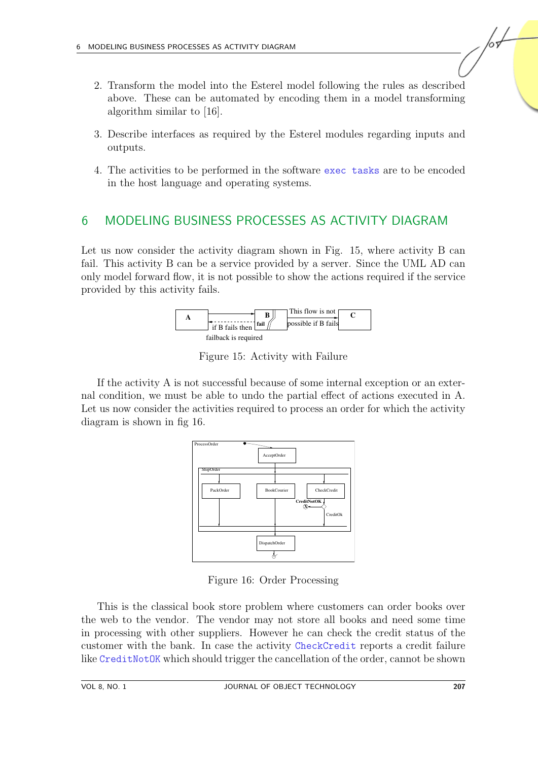2. Transform the model into the Esterel model following the rules as described above. These can be automated by encoding them in a model transforming algorithm similar to [16].

3. Describe interfaces as required by the Esterel modules regarding inputs and outputs.

4. The activities to be performed in the software `exec tasks` are to be encoded in the host language and operating systems.

## 6 MODELING BUSINESS PROCESSES AS ACTIVITY DIAGRAM

Let us now consider the activity diagram shown in Fig. 15, where activity B can fail. This activity B can be a service provided by a server. Since the UML AD can only model forward flow, it is not possible to show the actions required if the service provided by this activity fails.

Figure 15: Activity with Failure

If the activity A is not successful because of some internal exception or an external condition, we must be able to undo the partial effect of actions executed in A. Let us now consider the activities required to process an order for which the activity diagram is shown in fig 16.

Figure 16: Order Processing

This is the classical book store problem where customers can order books over the web to the vendor. The vendor may not store all books and need some time in processing with other suppliers. However he can check the credit status of the customer with the bank. In case the activity `CheckCredit` reports a credit failure like `CreditNotOK` which should trigger the cancellation of the order, cannot be shown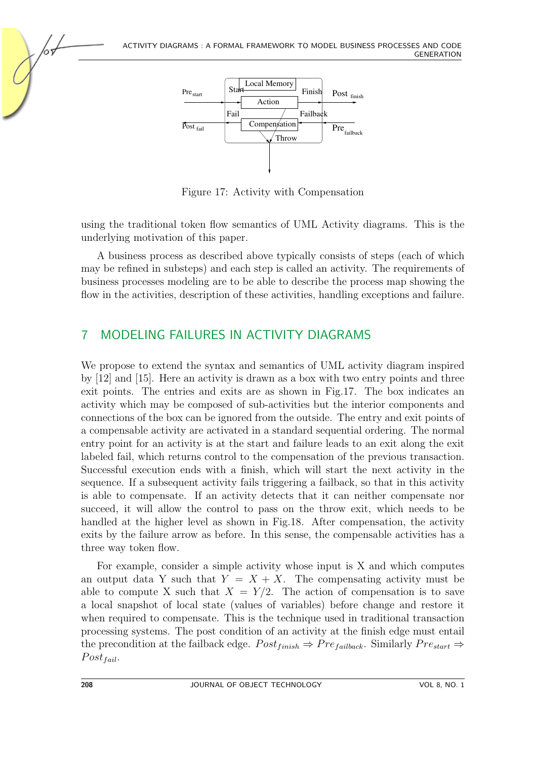Figure 17: Activity with Compensation

using the traditional token flow semantics of UML Activity diagrams. This is the underlying motivation of this paper.

A business process as described above typically consists of steps (each of which may be refined in substeps) and each step is called an activity. The requirements of business processes modeling are to be able to describe the process map showing the flow in the activities, description of these activities, handling exceptions and failure.

## 7 MODELING FAILURES IN ACTIVITY DIAGRAMS

We propose to extend the syntax and semantics of UML activity diagram inspired by [12] and [15]. Here an activity is drawn as a box with two entry points and three exit points. The entries and exits are as shown in Fig.17. The box indicates an activity which may be composed of sub-activities but the interior components and connections of the box can be ignored from the outside. The entry and exit points of a compensable activity are activated in a standard sequential ordering. The normal entry point for an activity is at the start and failure leads to an exit along the exit labeled fail, which returns control to the compensation of the previous transaction. Successful execution ends with a finish, which will start the next activity in the sequence. If a subsequent activity fails triggering a failback, so that in this activity is able to compensate. If an activity detects that it can neither compensate nor succeed, it will allow the control to pass on the throw exit, which needs to be handled at the higher level as shown in Fig.18. After compensation, the activity exits by the failure arrow as before. In this sense, the compensable activities has a three way token flow.

For example, consider a simple activity whose input is X and which computes an output data Y such that $Y = X + X$. The compensating activity must be able to compute X such that $X = Y/2$. The action of compensation is to save a local snapshot of local state (values of variables) before change and restore it when required to compensate. This is the technique used in traditional transaction processing systems. The post condition of an activity at the finish edge must entail the precondition at the failback edge. $Post_{finish} \Rightarrow Pre_{failback}$. Similarly $Pre_{start} \Rightarrow Post_{fail}$.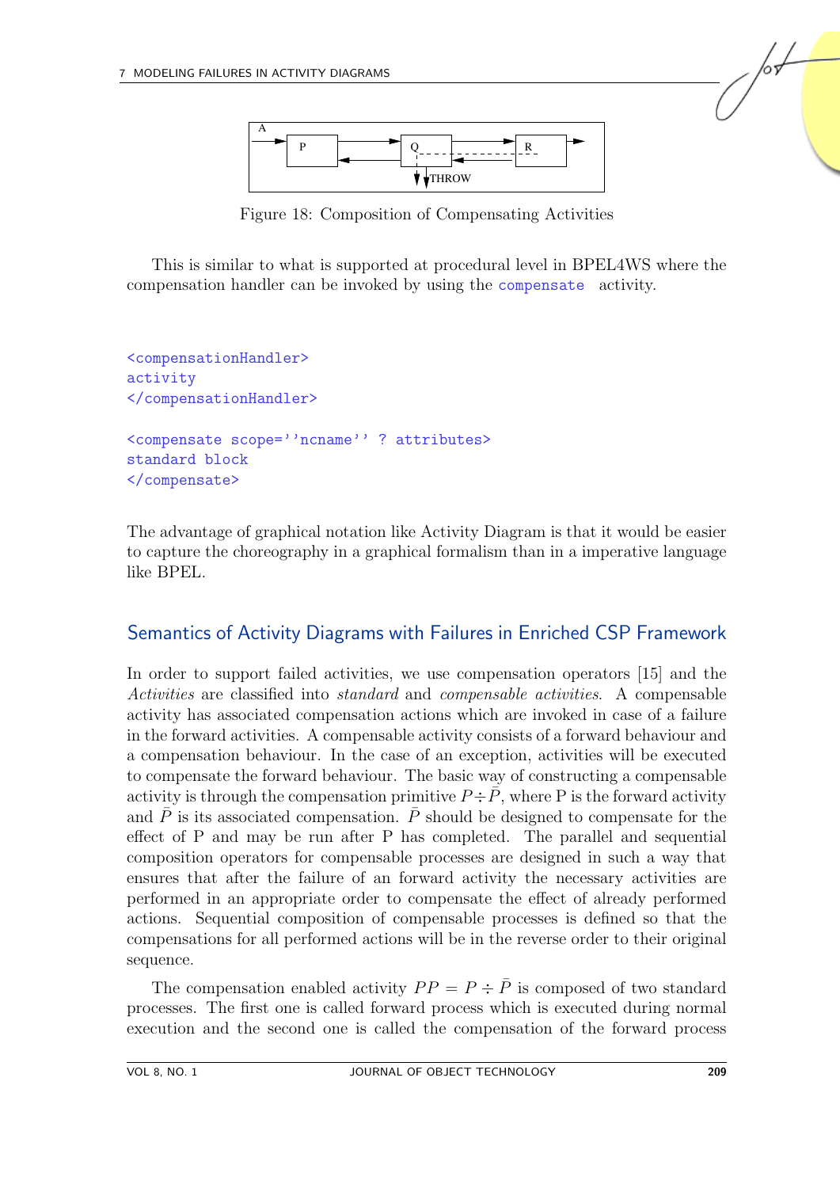Figure 18: Composition of Compensating Activities

This is similar to what is supported at procedural level in BPEL4WS where the compensation handler can be invoked by using the `compensate` activity.

```
<compensationHandler>
activity
</compensationHandler>

<compensate scope=''ncname'' ? attributes>
standard block
</compensate>
```

The advantage of graphical notation like Activity Diagram is that it would be easier to capture the choreography in a graphical formalism than in a imperative language like BPEL.

## Semantics of Activity Diagrams with Failures in Enriched CSP Framework

In order to support failed activities, we use compensation operators [15] and the *Activities* are classified into *standard* and *compensable activities*. A compensable activity has associated compensation actions which are invoked in case of a failure in the forward activities. A compensable activity consists of a forward behaviour and a compensation behaviour. In the case of an exception, activities will be executed to compensate the forward behaviour. The basic way of constructing a compensable activity is through the compensation primitive $P \div \bar{P}$, where P is the forward activity and $\bar{P}$ is its associated compensation. $\bar{P}$ should be designed to compensate for the effect of P and may be run after P has completed. The parallel and sequential composition operators for compensable processes are designed in such a way that ensures that after the failure of an forward activity the necessary activities are performed in an appropriate order to compensate the effect of already performed actions. Sequential composition of compensable processes is defined so that the compensations for all performed actions will be in the reverse order to their original sequence.

The compensation enabled activity $PP = P \div \bar{P}$ is composed of two standard processes. The first one is called forward process which is executed during normal execution and the second one is called the compensation of the forward process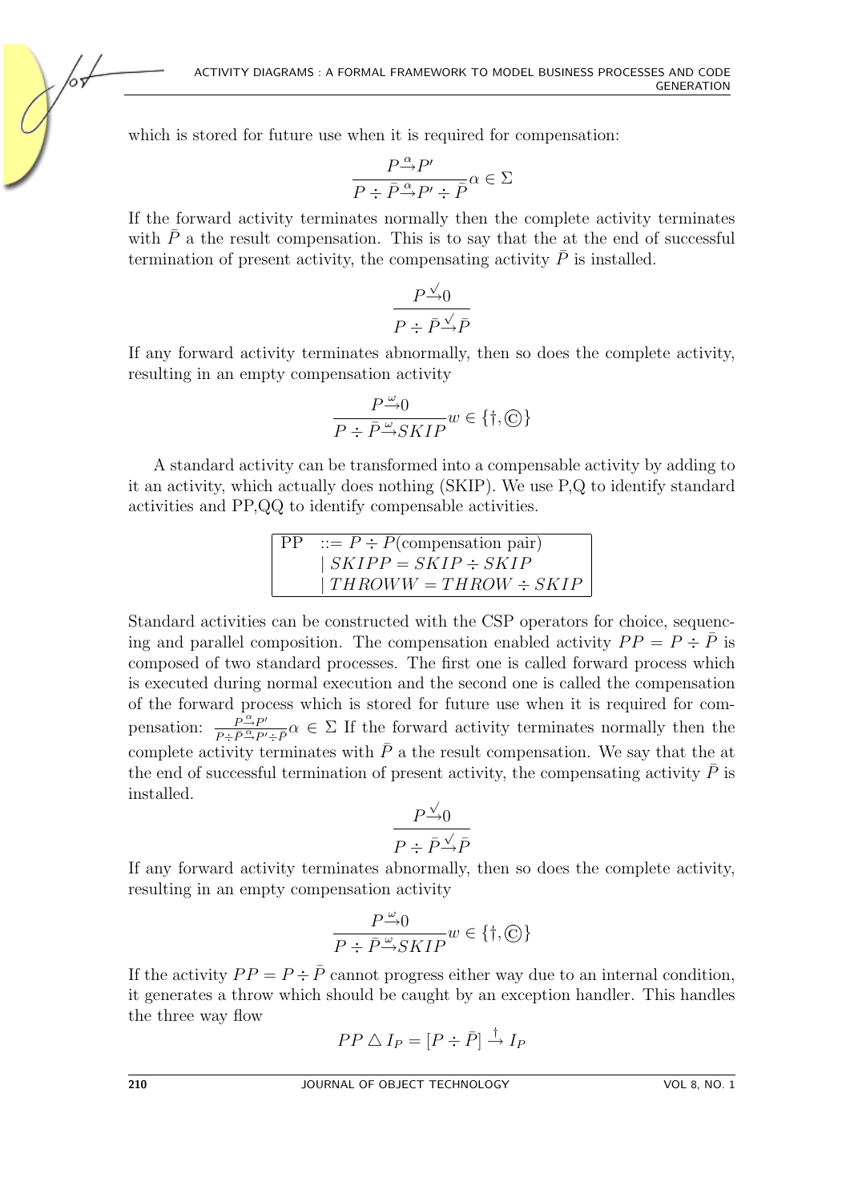which is stored for future use when it is required for compensation:

$$\frac{P \xrightarrow{\alpha} P'}{P \div \bar{P} \xrightarrow{\alpha} P' \div \bar{P}} \alpha \in \Sigma$$

If the forward activity terminates normally then the complete activity terminates with $\bar{P}$ a the result compensation. This is to say that the at the end of successful termination of present activity, the compensating activity $\bar{P}$ is installed.

$$\frac{P \xrightarrow{\surd} 0}{P \div \bar{P} \xrightarrow{\surd} \bar{P}}$$

If any forward activity terminates abnormally, then so does the complete activity, resulting in an empty compensation activity

$$\frac{P \xrightarrow{\omega} 0}{P \div \bar{P} \xrightarrow{\omega} SKIP} w \in \{\dagger, \copyright\}$$

A standard activity can be transformed into a compensable activity by adding to it an activity, which actually does nothing (SKIP). We use P,Q to identify standard activities and PP,QQ to identify compensable activities.

| PP | $::= P \div P$(compensation pair) |
|---|---|
| | $\mid SKIPP = SKIP \div SKIP$ |
| | $\mid THROWW = THROW \div SKIP$ |

Standard activities can be constructed with the CSP operators for choice, sequencing and parallel composition. The compensation enabled activity $PP = P \div \bar{P}$ is composed of two standard processes. The first one is called forward process which is executed during normal execution and the second one is called the compensation of the forward process which is stored for future use when it is required for compensation: $\frac{P \xrightarrow{\alpha} P'}{P \div \bar{P} \xrightarrow{\alpha} P' \div \bar{P}} \alpha \in \Sigma$ If the forward activity terminates normally then the complete activity terminates with $\bar{P}$ a the result compensation. We say that the at the end of successful termination of present activity, the compensating activity $\bar{P}$ is installed.

$$\frac{P \xrightarrow{\surd} 0}{P \div \bar{P} \xrightarrow{\surd} \bar{P}}$$

If any forward activity terminates abnormally, then so does the complete activity, resulting in an empty compensation activity

$$\frac{P \xrightarrow{\omega} 0}{P \div \bar{P} \xrightarrow{\omega} SKIP} w \in \{\dagger, \copyright\}$$

If the activity $PP = P \div \bar{P}$ cannot progress either way due to an internal condition, it generates a throw which should be caught by an exception handler. This handles the three way flow

$$PP \triangle I_P = [P \div \bar{P}] \xrightarrow{\dagger} I_P$$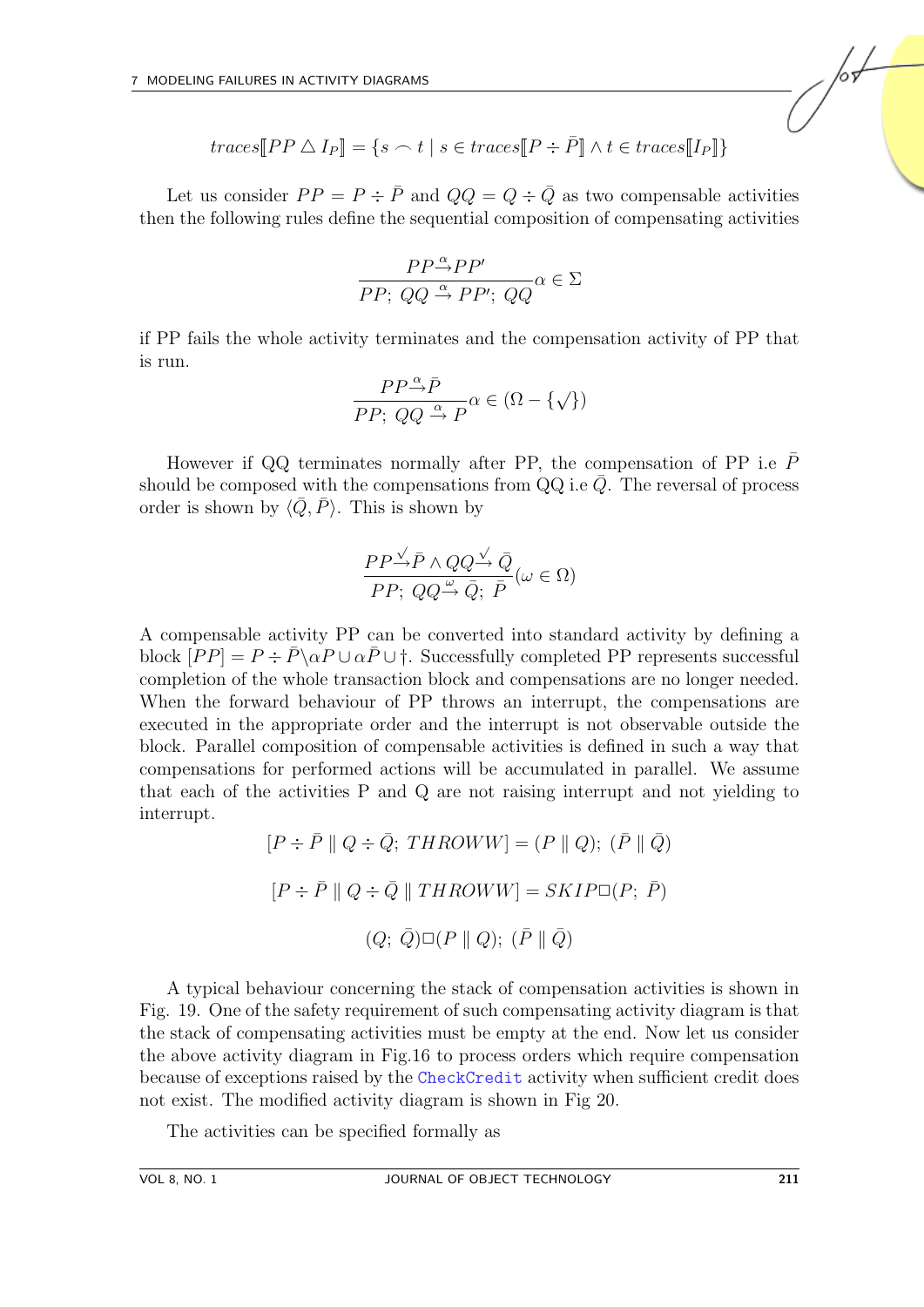$$traces[\![PP \triangle I_P]\!] = \{s \frown t \mid s \in traces[\![P \div \bar{P}]\!] \wedge t \in traces[\![I_P]\!]\}$$

Let us consider $PP = P \div \bar{P}$ and $QQ = Q \div \bar{Q}$ as two compensable activities then the following rules define the sequential composition of compensating activities

$$\frac{PP \xrightarrow{\alpha} PP'}{PP;\ QQ \xrightarrow{\alpha} PP';\ QQ} \alpha \in \Sigma$$

if PP fails the whole activity terminates and the compensation activity of PP that is run.

$$\frac{PP \xrightarrow{\alpha} \bar{P}}{PP;\ QQ \xrightarrow{\alpha} P} \alpha \in (\Omega - \{\surd\})$$

However if QQ terminates normally after PP, the compensation of PP i.e $\bar{P}$ should be composed with the compensations from QQ i.e $\bar{Q}$. The reversal of process order is shown by $\langle \bar{Q}, \bar{P} \rangle$. This is shown by

$$\frac{PP \xrightarrow{\surd} \bar{P} \wedge QQ \xrightarrow{\surd} \bar{Q}}{PP;\ QQ \xrightarrow{\omega} \bar{Q};\ \bar{P}} (\omega \in \Omega)$$

A compensable activity PP can be converted into standard activity by defining a block $[PP] = P \div \bar{P} \backslash \alpha P \cup \alpha \bar{P} \cup \dagger$. Successfully completed PP represents successful completion of the whole transaction block and compensations are no longer needed. When the forward behaviour of PP throws an interrupt, the compensations are executed in the appropriate order and the interrupt is not observable outside the block. Parallel composition of compensable activities is defined in such a way that compensations for performed actions will be accumulated in parallel. We assume that each of the activities P and Q are not raising interrupt and not yielding to interrupt.

$$[P \div \bar{P} \parallel Q \div \bar{Q};\ THROWW] = (P \parallel Q);\ (\bar{P} \parallel \bar{Q})$$

$$[P \div \bar{P} \parallel Q \div \bar{Q} \parallel THROWW] = SKIP \Box (P;\ \bar{P})$$

$$(Q;\ \bar{Q}) \Box (P \parallel Q);\ (\bar{P} \parallel \bar{Q})$$

A typical behaviour concerning the stack of compensation activities is shown in Fig. 19. One of the safety requirement of such compensating activity diagram is that the stack of compensating activities must be empty at the end. Now let us consider the above activity diagram in Fig.16 to process orders which require compensation because of exceptions raised by the `CheckCredit` activity when sufficient credit does not exist. The modified activity diagram is shown in Fig 20.

The activities can be specified formally as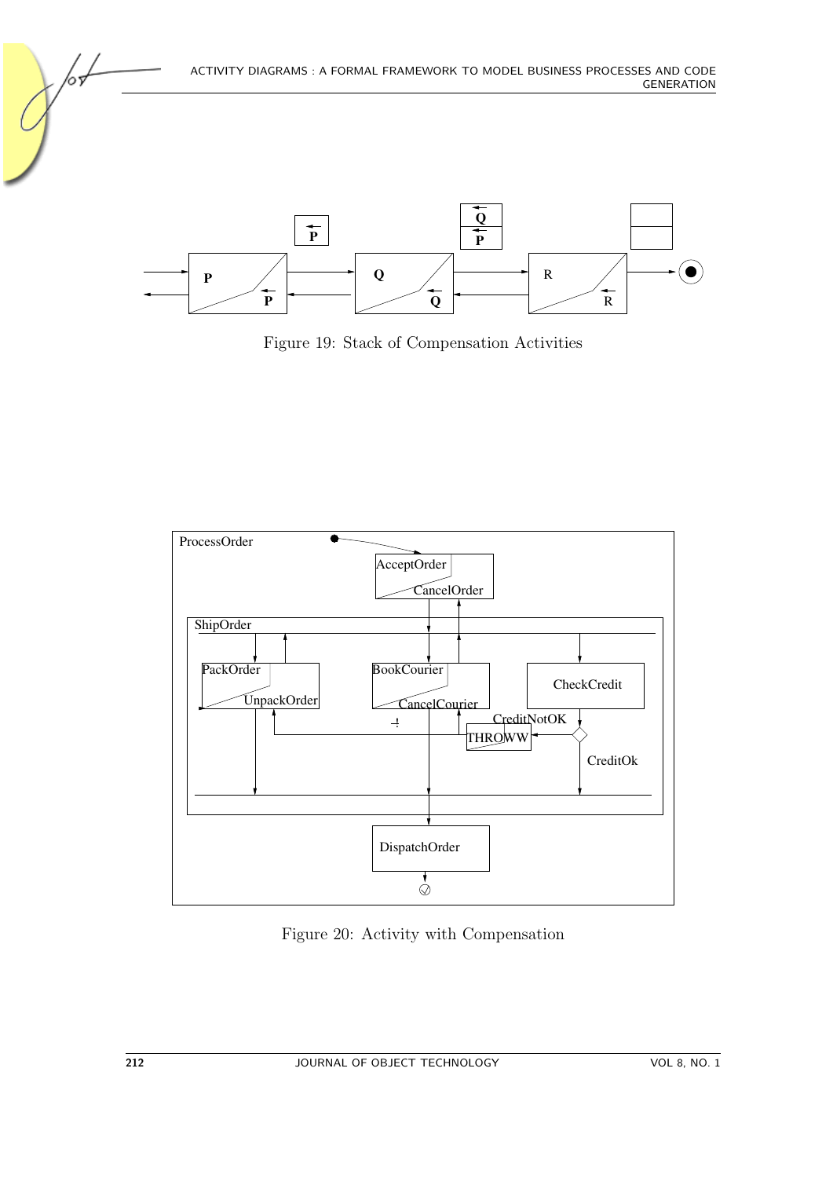Figure 19: Stack of Compensation Activities

Figure 20: Activity with Compensation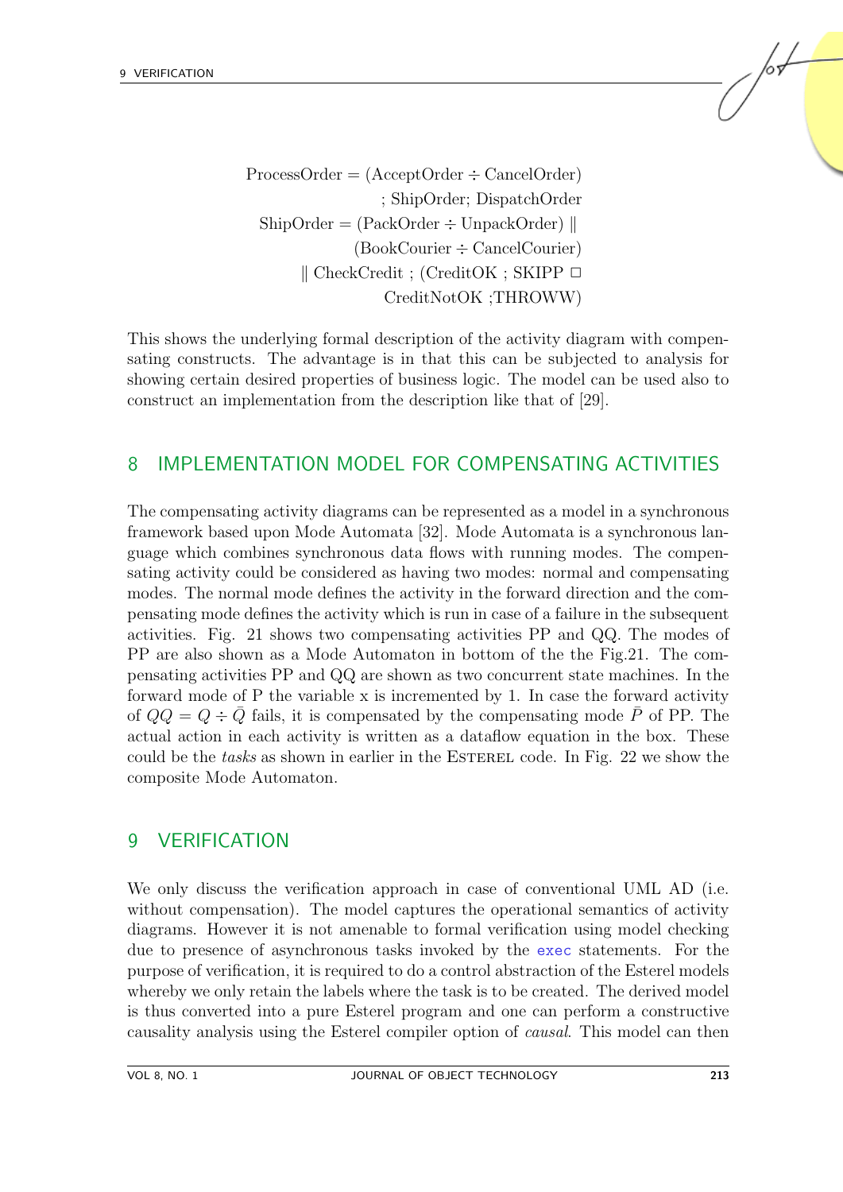$$
\begin{aligned}
\text{ProcessOrder} &= (\text{AcceptOrder} \div \text{CancelOrder}) \\
&\quad ; \text{ShipOrder}; \text{DispatchOrder} \\
\text{ShipOrder} &= (\text{PackOrder} \div \text{UnpackOrder}) \parallel \\
&\quad (\text{BookCourier} \div \text{CancelCourier}) \\
&\quad \parallel \text{CheckCredit} ; (\text{CreditOK} ; \text{SKIPP} \,\Box \\
&\quad \text{CreditNotOK} ; \text{THROWW})
\end{aligned}
$$

This shows the underlying formal description of the activity diagram with compensating constructs. The advantage is in that this can be subjected to analysis for showing certain desired properties of business logic. The model can be used also to construct an implementation from the description like that of [29].

## 8 IMPLEMENTATION MODEL FOR COMPENSATING ACTIVITIES

The compensating activity diagrams can be represented as a model in a synchronous framework based upon Mode Automata [32]. Mode Automata is a synchronous language which combines synchronous data flows with running modes. The compensating activity could be considered as having two modes: normal and compensating modes. The normal mode defines the activity in the forward direction and the compensating mode defines the activity which is run in case of a failure in the subsequent activities. Fig. 21 shows two compensating activities PP and QQ. The modes of PP are also shown as a Mode Automaton in bottom of the the Fig.21. The compensating activities PP and QQ are shown as two concurrent state machines. In the forward mode of P the variable x is incremented by 1. In case the forward activity of $QQ = Q \div \bar{Q}$ fails, it is compensated by the compensating mode $\bar{P}$ of PP. The actual action in each activity is written as a dataflow equation in the box. These could be the *tasks* as shown in earlier in the ESTEREL code. In Fig. 22 we show the composite Mode Automaton.

## 9 VERIFICATION

We only discuss the verification approach in case of conventional UML AD (i.e. without compensation). The model captures the operational semantics of activity diagrams. However it is not amenable to formal verification using model checking due to presence of asynchronous tasks invoked by the `exec` statements. For the purpose of verification, it is required to do a control abstraction of the Esterel models whereby we only retain the labels where the task is to be created. The derived model is thus converted into a pure Esterel program and one can perform a constructive causality analysis using the Esterel compiler option of *causal*. This model can then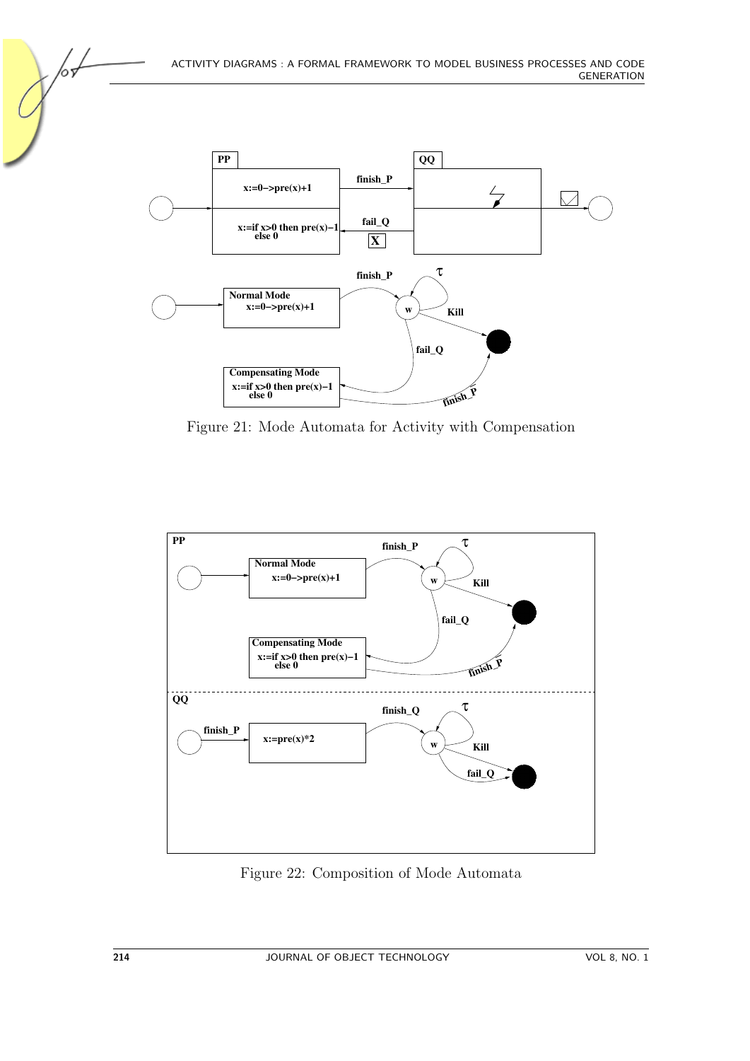Figure 21: Mode Automata for Activity with Compensation

Figure 22: Composition of Mode Automata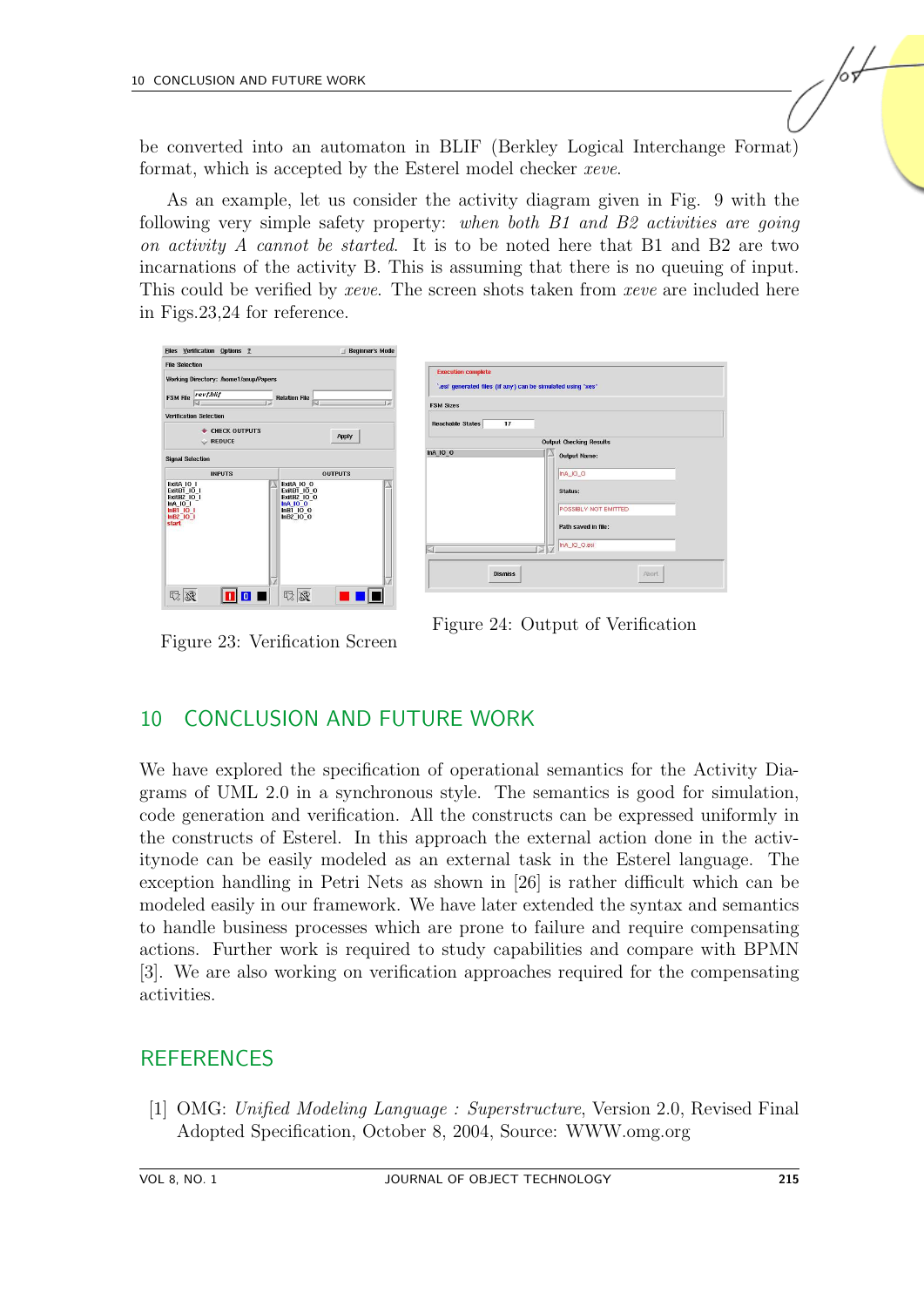be converted into an automaton in BLIF (Berkley Logical Interchange Format) format, which is accepted by the Esterel model checker *xeve*.

As an example, let us consider the activity diagram given in Fig. 9 with the following very simple safety property: *when both B1 and B2 activities are going on activity A cannot be started*. It is to be noted here that B1 and B2 are two incarnations of the activity B. This is assuming that there is no queuing of input. This could be verified by *xeve*. The screen shots taken from *xeve* are included here in Figs.23,24 for reference.

Figure 23: Verification Screen

Figure 24: Output of Verification

## 10 CONCLUSION AND FUTURE WORK

We have explored the specification of operational semantics for the Activity Diagrams of UML 2.0 in a synchronous style. The semantics is good for simulation, code generation and verification. All the constructs can be expressed uniformly in the constructs of Esterel. In this approach the external action done in the activitynode can be easily modeled as an external task in the Esterel language. The exception handling in Petri Nets as shown in [26] is rather difficult which can be modeled easily in our framework. We have later extended the syntax and semantics to handle business processes which are prone to failure and require compensating actions. Further work is required to study capabilities and compare with BPMN [3]. We are also working on verification approaches required for the compensating activities.

## REFERENCES

[1] OMG: *Unified Modeling Language : Superstructure*, Version 2.0, Revised Final Adopted Specification, October 8, 2004, Source: WWW.omg.org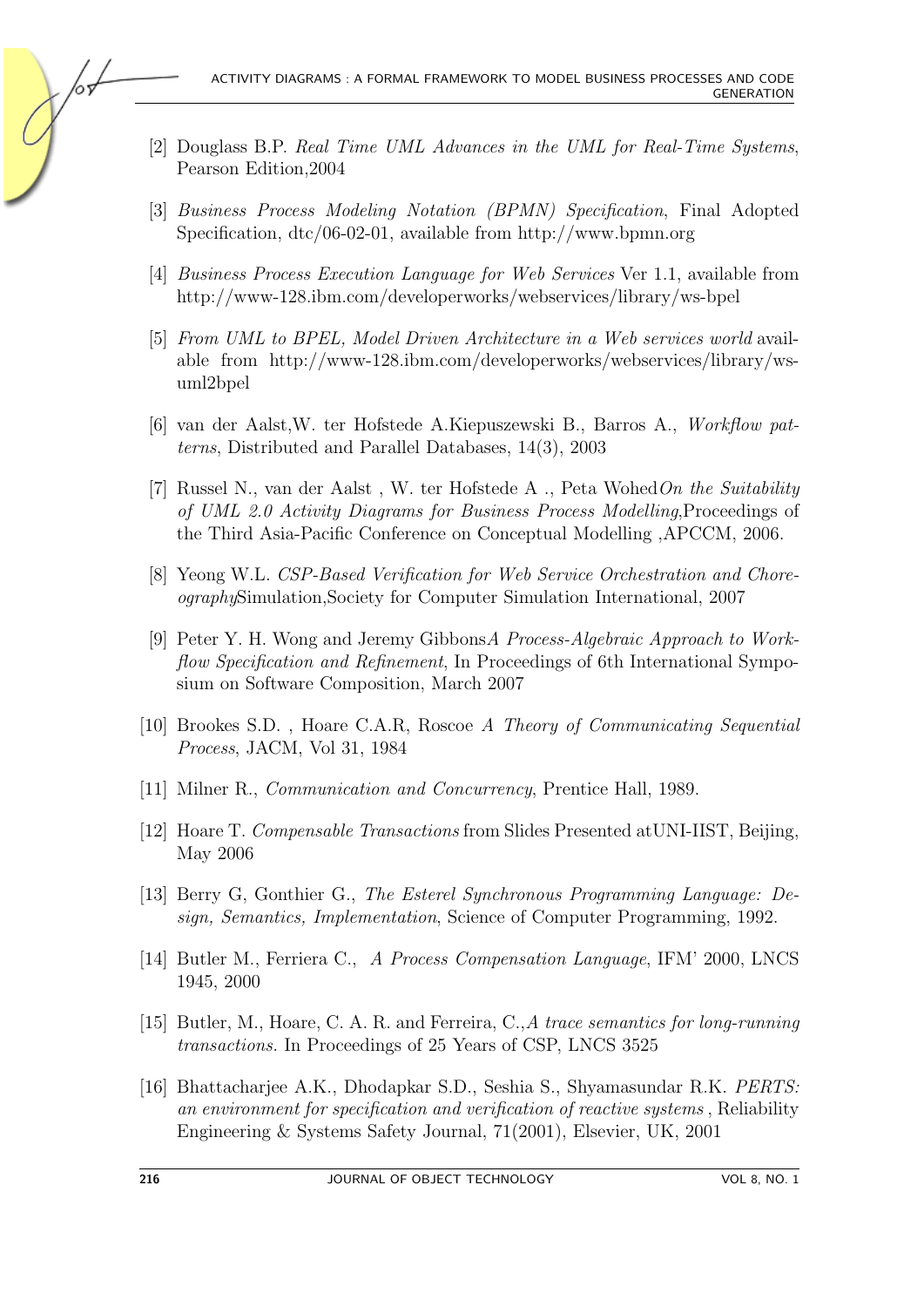[2] Douglass B.P. *Real Time UML Advances in the UML for Real-Time Systems*, Pearson Edition,2004

[3] *Business Process Modeling Notation (BPMN) Specification*, Final Adopted Specification, dtc/06-02-01, available from http://www.bpmn.org

[4] *Business Process Execution Language for Web Services* Ver 1.1, available from http://www-128.ibm.com/developerworks/webservices/library/ws-bpel

[5] *From UML to BPEL, Model Driven Architecture in a Web services world* available from http://www-128.ibm.com/developerworks/webservices/library/ws-uml2bpel

[6] van der Aalst,W. ter Hofstede A.Kiepuszewski B., Barros A., *Workflow patterns*, Distributed and Parallel Databases, 14(3), 2003

[7] Russel N., van der Aalst , W. ter Hofstede A ., Peta Wohed*On the Suitability of UML 2.0 Activity Diagrams for Business Process Modelling*,Proceedings of the Third Asia-Pacific Conference on Conceptual Modelling ,APCCM, 2006.

[8] Yeong W.L. *CSP-Based Verification for Web Service Orchestration and Choreography*Simulation,Society for Computer Simulation International, 2007

[9] Peter Y. H. Wong and Jeremy Gibbons*A Process-Algebraic Approach to Workflow Specification and Refinement*, In Proceedings of 6th International Symposium on Software Composition, March 2007

[10] Brookes S.D. , Hoare C.A.R, Roscoe *A Theory of Communicating Sequential Process*, JACM, Vol 31, 1984

[11] Milner R., *Communication and Concurrency*, Prentice Hall, 1989.

[12] Hoare T. *Compensable Transactions* from Slides Presented atUNI-IIST, Beijing, May 2006

[13] Berry G, Gonthier G., *The Esterel Synchronous Programming Language: Design, Semantics, Implementation*, Science of Computer Programming, 1992.

[14] Butler M., Ferriera C., *A Process Compensation Language*, IFM' 2000, LNCS 1945, 2000

[15] Butler, M., Hoare, C. A. R. and Ferreira, C.,*A trace semantics for long-running transactions.* In Proceedings of 25 Years of CSP, LNCS 3525

[16] Bhattacharjee A.K., Dhodapkar S.D., Seshia S., Shyamasundar R.K. *PERTS: an environment for specification and verification of reactive systems* , Reliability Engineering & Systems Safety Journal, 71(2001), Elsevier, UK, 2001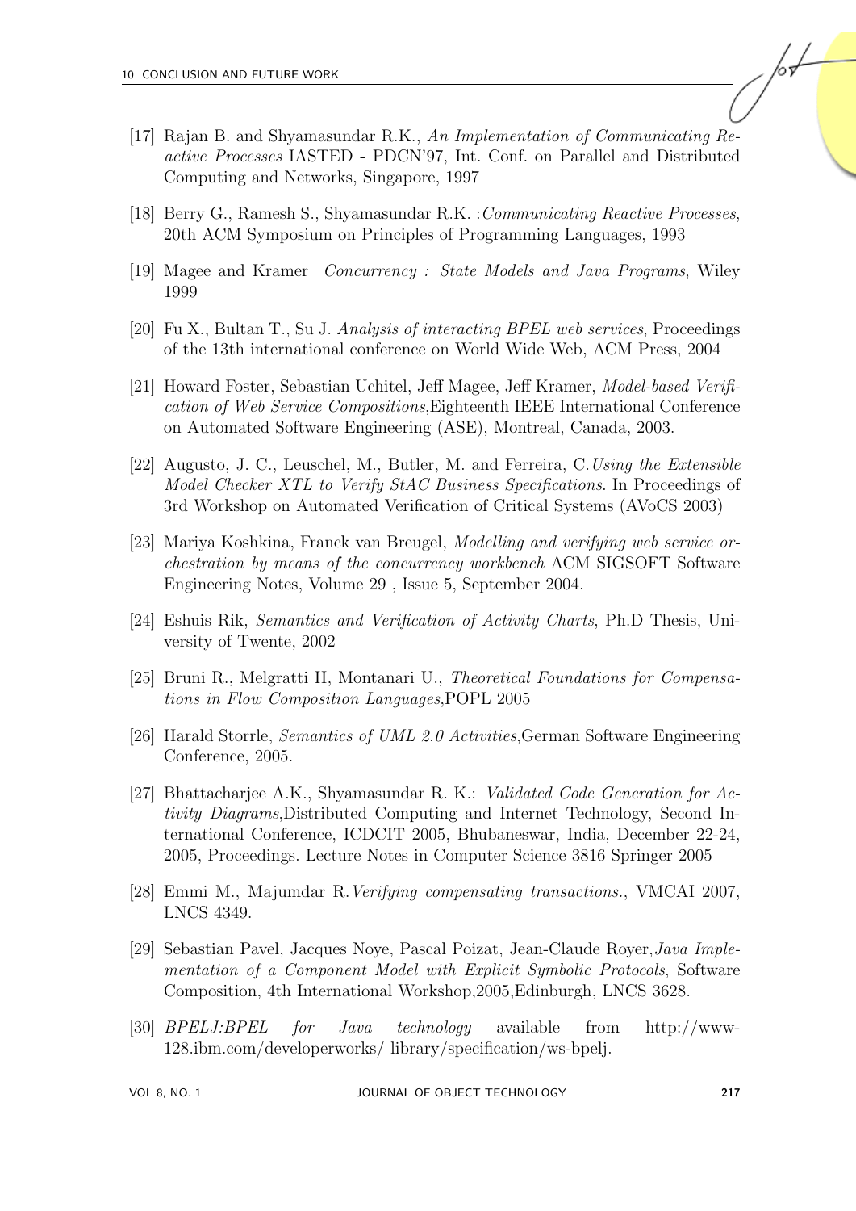[17] Rajan B. and Shyamasundar R.K., *An Implementation of Communicating Reactive Processes* IASTED - PDCN'97, Int. Conf. on Parallel and Distributed Computing and Networks, Singapore, 1997

[18] Berry G., Ramesh S., Shyamasundar R.K. :*Communicating Reactive Processes*, 20th ACM Symposium on Principles of Programming Languages, 1993

[19] Magee and Kramer *Concurrency : State Models and Java Programs*, Wiley 1999

[20] Fu X., Bultan T., Su J. *Analysis of interacting BPEL web services*, Proceedings of the 13th international conference on World Wide Web, ACM Press, 2004

[21] Howard Foster, Sebastian Uchitel, Jeff Magee, Jeff Kramer, *Model-based Verification of Web Service Compositions*,Eighteenth IEEE International Conference on Automated Software Engineering (ASE), Montreal, Canada, 2003.

[22] Augusto, J. C., Leuschel, M., Butler, M. and Ferreira, C.*Using the Extensible Model Checker XTL to Verify StAC Business Specifications*. In Proceedings of 3rd Workshop on Automated Verification of Critical Systems (AVoCS 2003)

[23] Mariya Koshkina, Franck van Breugel, *Modelling and verifying web service orchestration by means of the concurrency workbench* ACM SIGSOFT Software Engineering Notes, Volume 29 , Issue 5, September 2004.

[24] Eshuis Rik, *Semantics and Verification of Activity Charts*, Ph.D Thesis, University of Twente, 2002

[25] Bruni R., Melgratti H, Montanari U., *Theoretical Foundations for Compensations in Flow Composition Languages*,POPL 2005

[26] Harald Storrle, *Semantics of UML 2.0 Activities*,German Software Engineering Conference, 2005.

[27] Bhattacharjee A.K., Shyamasundar R. K.: *Validated Code Generation for Activity Diagrams*,Distributed Computing and Internet Technology, Second International Conference, ICDCIT 2005, Bhubaneswar, India, December 22-24, 2005, Proceedings. Lecture Notes in Computer Science 3816 Springer 2005

[28] Emmi M., Majumdar R.*Verifying compensating transactions.*, VMCAI 2007, LNCS 4349.

[29] Sebastian Pavel, Jacques Noye, Pascal Poizat, Jean-Claude Royer,*Java Implementation of a Component Model with Explicit Symbolic Protocols*, Software Composition, 4th International Workshop,2005,Edinburgh, LNCS 3628.

[30] *BPELJ:BPEL for Java technology* available from http://www-128.ibm.com/developerworks/ library/specification/ws-bpelj.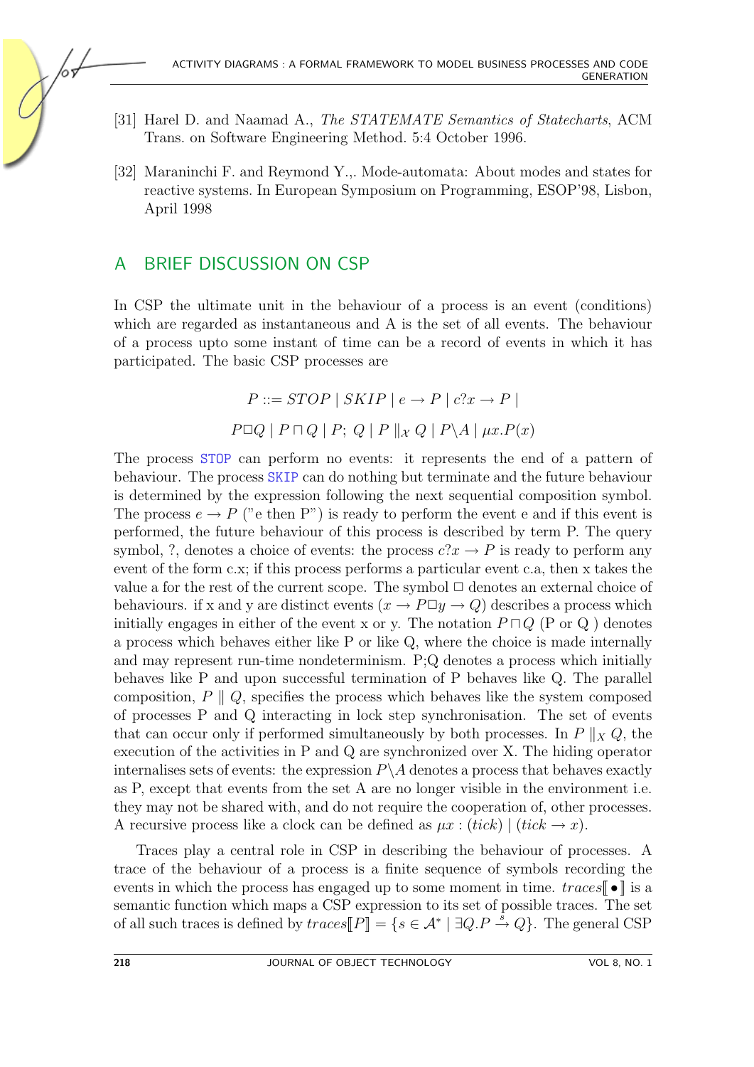[31] Harel D. and Naamad A., *The STATEMATE Semantics of Statecharts*, ACM Trans. on Software Engineering Method. 5:4 October 1996.

[32] Maraninchi F. and Reymond Y.,. Mode-automata: About modes and states for reactive systems. In European Symposium on Programming, ESOP'98, Lisbon, April 1998

# A BRIEF DISCUSSION ON CSP

In CSP the ultimate unit in the behaviour of a process is an event (conditions) which are regarded as instantaneous and A is the set of all events. The behaviour of a process upto some instant of time can be a record of events in which it has participated. The basic CSP processes are

$$P ::= STOP \mid SKIP \mid e \rightarrow P \mid c?x \rightarrow P \mid$$

$$P \Box Q \mid P \sqcap Q \mid P;\ Q \mid P \parallel_{X} Q \mid P \backslash A \mid \mu x.P(x)$$

The process STOP can perform no events: it represents the end of a pattern of behaviour. The process SKIP can do nothing but terminate and the future behaviour is determined by the expression following the next sequential composition symbol. The process $e \rightarrow P$ ("e then P") is ready to perform the event e and if this event is performed, the future behaviour of this process is described by term P. The query symbol, ?, denotes a choice of events: the process $c?x \rightarrow P$ is ready to perform any event of the form c.x; if this process performs a particular event c.a, then x takes the value a for the rest of the current scope. The symbol $\Box$ denotes an external choice of behaviours. if x and y are distinct events $(x \rightarrow P \Box y \rightarrow Q)$ describes a process which initially engages in either of the event x or y. The notation $P \sqcap Q$ (P or Q ) denotes a process which behaves either like P or like Q, where the choice is made internally and may represent run-time nondeterminism. P;Q denotes a process which initially behaves like P and upon successful termination of P behaves like Q. The parallel composition, $P \parallel Q$, specifies the process which behaves like the system composed of processes P and Q interacting in lock step synchronisation. The set of events that can occur only if performed simultaneously by both processes. In $P \parallel_X Q$, the execution of the activities in P and Q are synchronized over X. The hiding operator internalises sets of events: the expression $P \backslash A$ denotes a process that behaves exactly as P, except that events from the set A are no longer visible in the environment i.e. they may not be shared with, and do not require the cooperation of, other processes. A recursive process like a clock can be defined as $\mu x : (tick) \mid (tick \rightarrow x)$.

Traces play a central role in CSP in describing the behaviour of processes. A trace of the behaviour of a process is a finite sequence of symbols recording the events in which the process has engaged up to some moment in time. $traces[\![\bullet]\!]$ is a semantic function which maps a CSP expression to its set of possible traces. The set of all such traces is defined by $traces[\![P]\!] = \{s \in \mathcal{A}^* \mid \exists Q.P \overset{s}{\rightarrow} Q\}$. The general CSP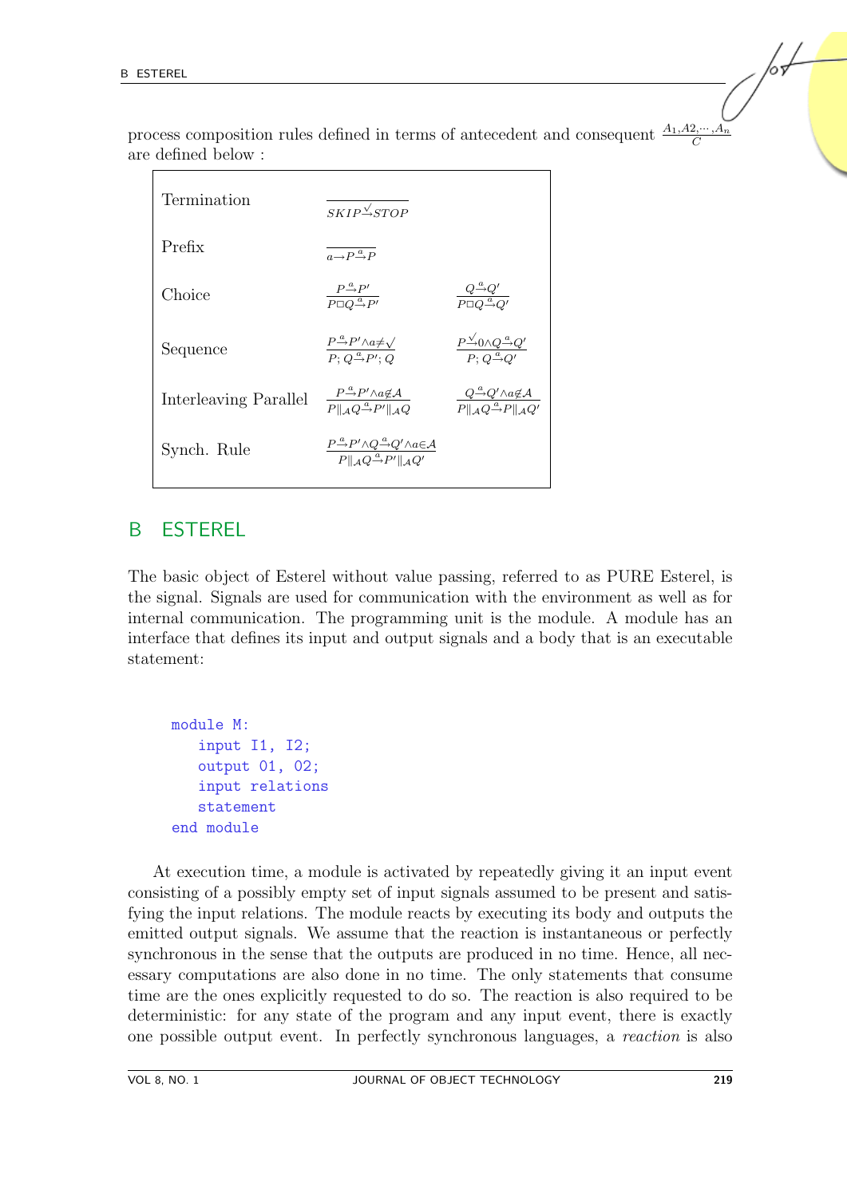process composition rules defined in terms of antecedent and consequent $\frac{A_1, A2, \cdots, A_n}{C}$ are defined below :

| | | |
|---|---|---|
| Termination | $\frac{}{SKIP \xrightarrow{\checkmark} STOP}$ | |
| Prefix | $\frac{}{a \rightarrow P \xrightarrow{a} P}$ | |
| Choice | $\frac{P \xrightarrow{a} P'}{P \Box Q \xrightarrow{a} P'}$ | $\frac{Q \xrightarrow{a} Q'}{P \Box Q \xrightarrow{a} Q'}$ |
| Sequence | $\frac{P \xrightarrow{a} P' \wedge a \neq \checkmark}{P; Q \xrightarrow{a} P'; Q}$ | $\frac{P \xrightarrow{\checkmark} 0 \wedge Q \xrightarrow{a} Q'}{P; Q \xrightarrow{a} Q'}$ |
| Interleaving Parallel | $\frac{P \xrightarrow{a} P' \wedge a \notin \mathcal{A}}{P \Vert_{\mathcal{A}} Q \xrightarrow{a} P' \Vert_{\mathcal{A}} Q}$ | $\frac{Q \xrightarrow{a} Q' \wedge a \notin \mathcal{A}}{P \Vert_{\mathcal{A}} Q \xrightarrow{a} P \Vert_{\mathcal{A}} Q'}$ |
| Synch. Rule | $\frac{P \xrightarrow{a} P' \wedge Q \xrightarrow{a} Q' \wedge a \in \mathcal{A}}{P \Vert_{\mathcal{A}} Q \xrightarrow{a} P' \Vert_{\mathcal{A}} Q'}$ | |

## B ESTEREL

The basic object of Esterel without value passing, referred to as PURE Esterel, is the signal. Signals are used for communication with the environment as well as for internal communication. The programming unit is the module. A module has an interface that defines its input and output signals and a body that is an executable statement:

```
module M:
   input I1, I2;
   output O1, O2;
   input relations
   statement
end module
```

At execution time, a module is activated by repeatedly giving it an input event consisting of a possibly empty set of input signals assumed to be present and satisfying the input relations. The module reacts by executing its body and outputs the emitted output signals. We assume that the reaction is instantaneous or perfectly synchronous in the sense that the outputs are produced in no time. Hence, all necessary computations are also done in no time. The only statements that consume time are the ones explicitly requested to do so. The reaction is also required to be deterministic: for any state of the program and any input event, there is exactly one possible output event. In perfectly synchronous languages, a *reaction* is also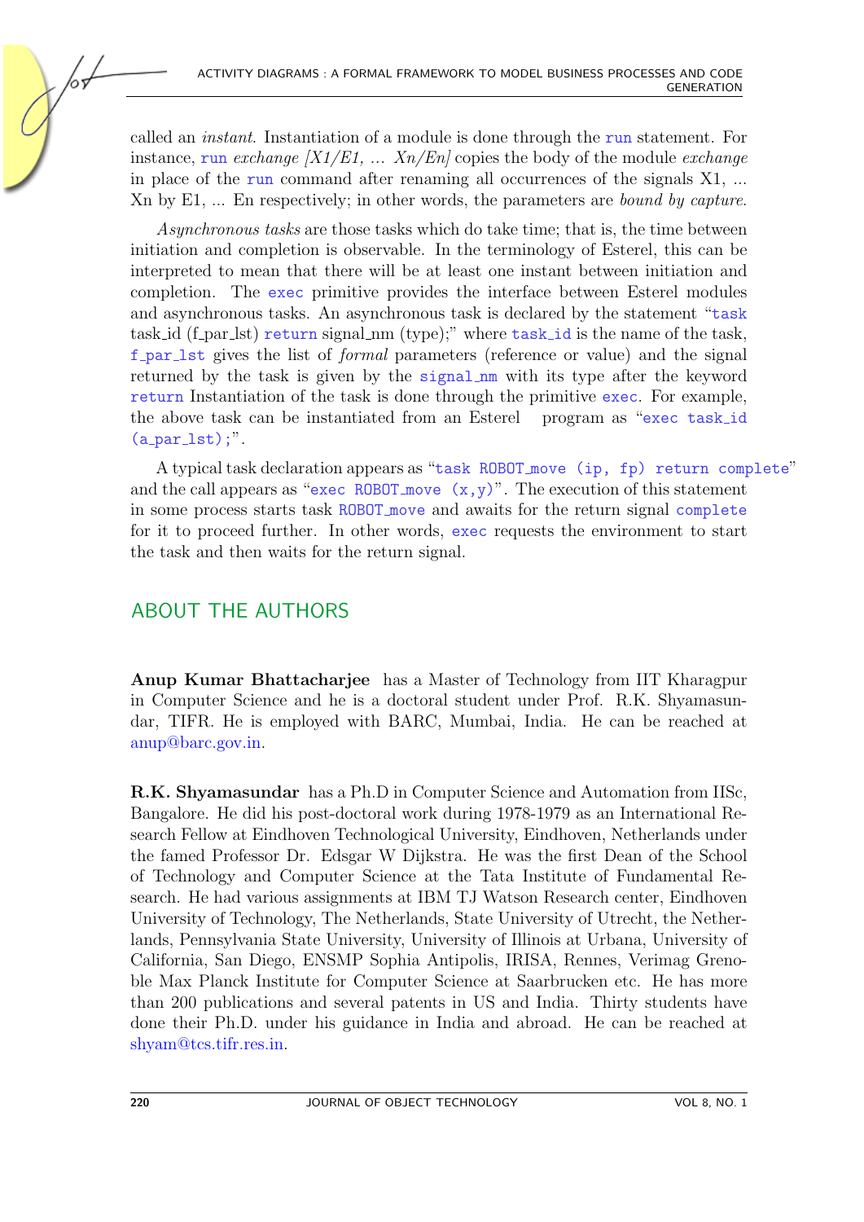called an *instant*. Instantiation of a module is done through the `run` statement. For instance, `run` *exchange [X1/E1, ... Xn/En]* copies the body of the module *exchange* in place of the `run` command after renaming all occurrences of the signals X1, ... Xn by E1, ... En respectively; in other words, the parameters are *bound by capture*.

*Asynchronous tasks* are those tasks which do take time; that is, the time between initiation and completion is observable. In the terminology of Esterel, this can be interpreted to mean that there will be at least one instant between initiation and completion. The `exec` primitive provides the interface between Esterel modules and asynchronous tasks. An asynchronous task is declared by the statement "`task` task_id (f_par_lst) `return` signal_nm (type);" where `task_id` is the name of the task, `f_par_lst` gives the list of *formal* parameters (reference or value) and the signal returned by the task is given by the `signal_nm` with its type after the keyword `return` Instantiation of the task is done through the primitive `exec`. For example, the above task can be instantiated from an Esterel program as "`exec task_id (a_par_lst);`".

A typical task declaration appears as "`task ROBOT_move (ip, fp) return complete`" and the call appears as "`exec ROBOT_move (x,y)`". The execution of this statement in some process starts task `ROBOT_move` and awaits for the return signal `complete` for it to proceed further. In other words, `exec` requests the environment to start the task and then waits for the return signal.

## ABOUT THE AUTHORS

**Anup Kumar Bhattacharjee** has a Master of Technology from IIT Kharagpur in Computer Science and he is a doctoral student under Prof. R.K. Shyamasundar, TIFR. He is employed with BARC, Mumbai, India. He can be reached at anup@barc.gov.in.

**R.K. Shyamasundar** has a Ph.D in Computer Science and Automation from IISc, Bangalore. He did his post-doctoral work during 1978-1979 as an International Research Fellow at Eindhoven Technological University, Eindhoven, Netherlands under the famed Professor Dr. Edsgar W Dijkstra. He was the first Dean of the School of Technology and Computer Science at the Tata Institute of Fundamental Research. He had various assignments at IBM TJ Watson Research center, Eindhoven University of Technology, The Netherlands, State University of Utrecht, the Netherlands, Pennsylvania State University, University of Illinois at Urbana, University of California, San Diego, ENSMP Sophia Antipolis, IRISA, Rennes, Verimag Grenoble Max Planck Institute for Computer Science at Saarbrucken etc. He has more than 200 publications and several patents in US and India. Thirty students have done their Ph.D. under his guidance in India and abroad. He can be reached at shyam@tcs.tifr.res.in.